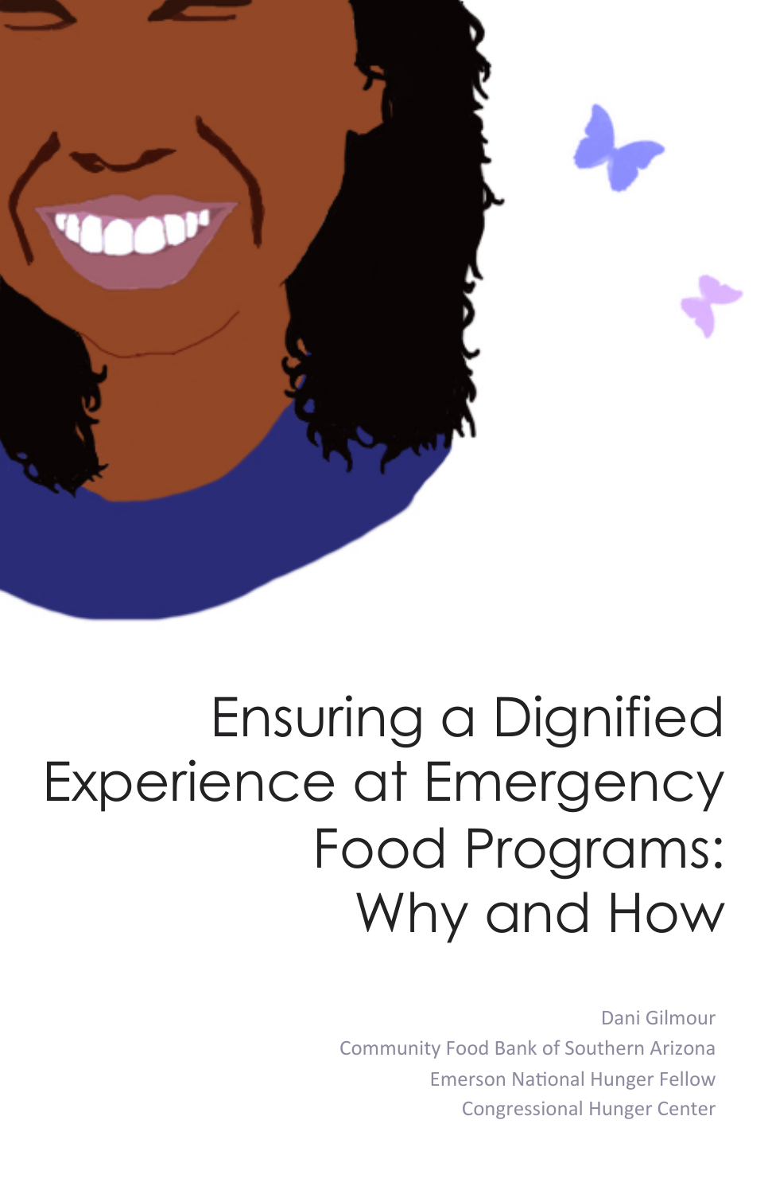# Ensuring a Dignified Experience at Emergency Food Programs: Why and How

Dani Gilmour

Community Food Bank of Southern Arizona

Emerson National Hunger Fellow

Congressional Hunger Center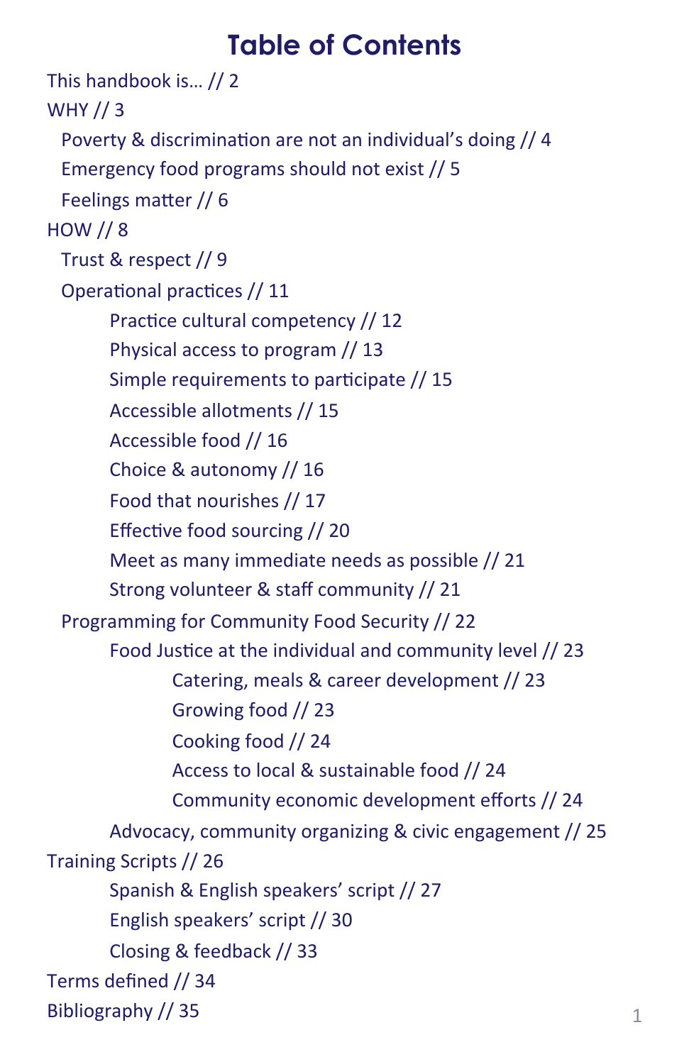# Table of Contents

This handbook is… // 2

WHY // 3

- Poverty & discrimination are not an individual's doing // 4
- Emergency food programs should not exist // 5
- Feelings matter // 6

HOW // 8

- Trust & respect // 9
- Operational practices // 11
    - Practice cultural competency // 12
    - Physical access to program // 13
    - Simple requirements to participate // 15
    - Accessible allotments // 15
    - Accessible food // 16
    - Choice & autonomy // 16
    - Food that nourishes // 17
    - Effective food sourcing // 20
    - Meet as many immediate needs as possible // 21
    - Strong volunteer & staff community // 21
- Programming for Community Food Security // 22
    - Food Justice at the individual and community level // 23
        - Catering, meals & career development // 23
        - Growing food // 23
        - Cooking food // 24
        - Access to local & sustainable food // 24
        - Community economic development efforts // 24
    - Advocacy, community organizing & civic engagement // 25

Training Scripts // 26

- Spanish & English speakers' script // 27
- English speakers' script // 30
- Closing & feedback // 33

Terms defined // 34

Bibliography // 35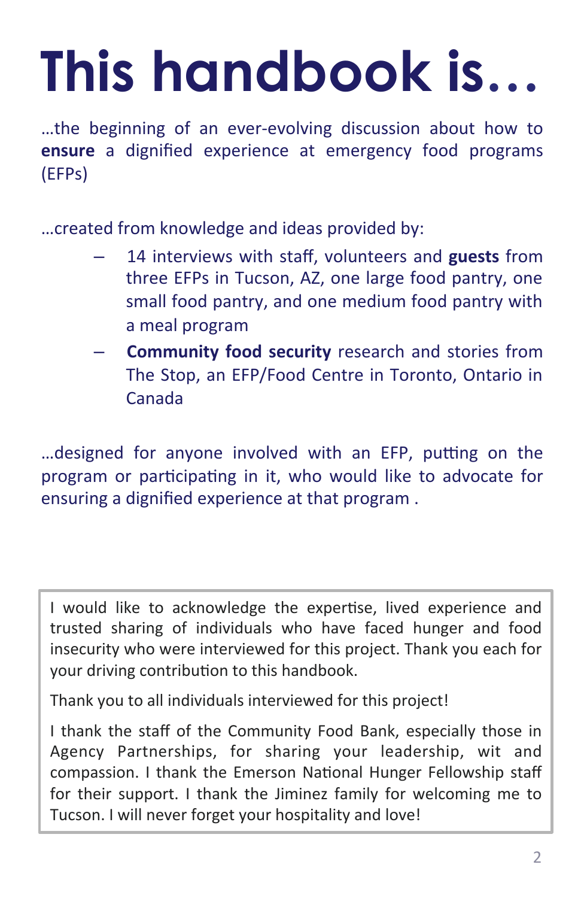# This handbook is…

…the beginning of an ever-evolving discussion about how to **ensure** a dignified experience at emergency food programs (EFPs)

…created from knowledge and ideas provided by:

- 14 interviews with staff, volunteers and **guests** from three EFPs in Tucson, AZ, one large food pantry, one small food pantry, and one medium food pantry with a meal program
- **Community food security** research and stories from The Stop, an EFP/Food Centre in Toronto, Ontario in Canada

…designed for anyone involved with an EFP, putting on the program or participating in it, who would like to advocate for ensuring a dignified experience at that program .

> I would like to acknowledge the expertise, lived experience and trusted sharing of individuals who have faced hunger and food insecurity who were interviewed for this project. Thank you each for your driving contribution to this handbook.
>
> Thank you to all individuals interviewed for this project!
>
> I thank the staff of the Community Food Bank, especially those in Agency Partnerships, for sharing your leadership, wit and compassion. I thank the Emerson National Hunger Fellowship staff for their support. I thank the Jiminez family for welcoming me to Tucson. I will never forget your hospitality and love!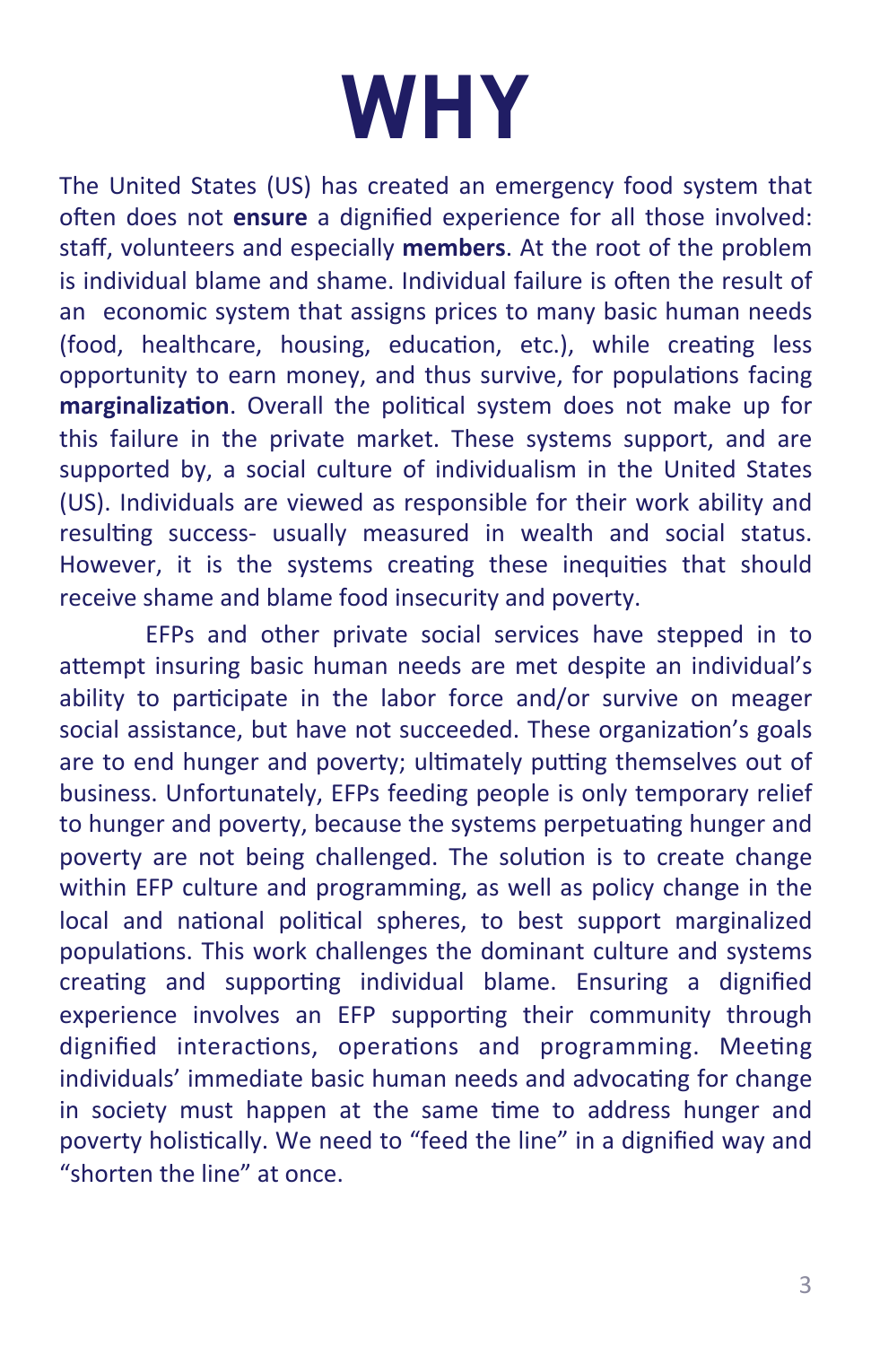# WHY

The United States (US) has created an emergency food system that often does not **ensure** a dignified experience for all those involved: staff, volunteers and especially **members**. At the root of the problem is individual blame and shame. Individual failure is often the result of an economic system that assigns prices to many basic human needs (food, healthcare, housing, education, etc.), while creating less opportunity to earn money, and thus survive, for populations facing **marginalization**. Overall the political system does not make up for this failure in the private market. These systems support, and are supported by, a social culture of individualism in the United States (US). Individuals are viewed as responsible for their work ability and resulting success- usually measured in wealth and social status. However, it is the systems creating these inequities that should receive shame and blame food insecurity and poverty.

EFPs and other private social services have stepped in to attempt insuring basic human needs are met despite an individual's ability to participate in the labor force and/or survive on meager social assistance, but have not succeeded. These organization's goals are to end hunger and poverty; ultimately putting themselves out of business. Unfortunately, EFPs feeding people is only temporary relief to hunger and poverty, because the systems perpetuating hunger and poverty are not being challenged. The solution is to create change within EFP culture and programming, as well as policy change in the local and national political spheres, to best support marginalized populations. This work challenges the dominant culture and systems creating and supporting individual blame. Ensuring a dignified experience involves an EFP supporting their community through dignified interactions, operations and programming. Meeting individuals' immediate basic human needs and advocating for change in society must happen at the same time to address hunger and poverty holistically. We need to "feed the line" in a dignified way and "shorten the line" at once.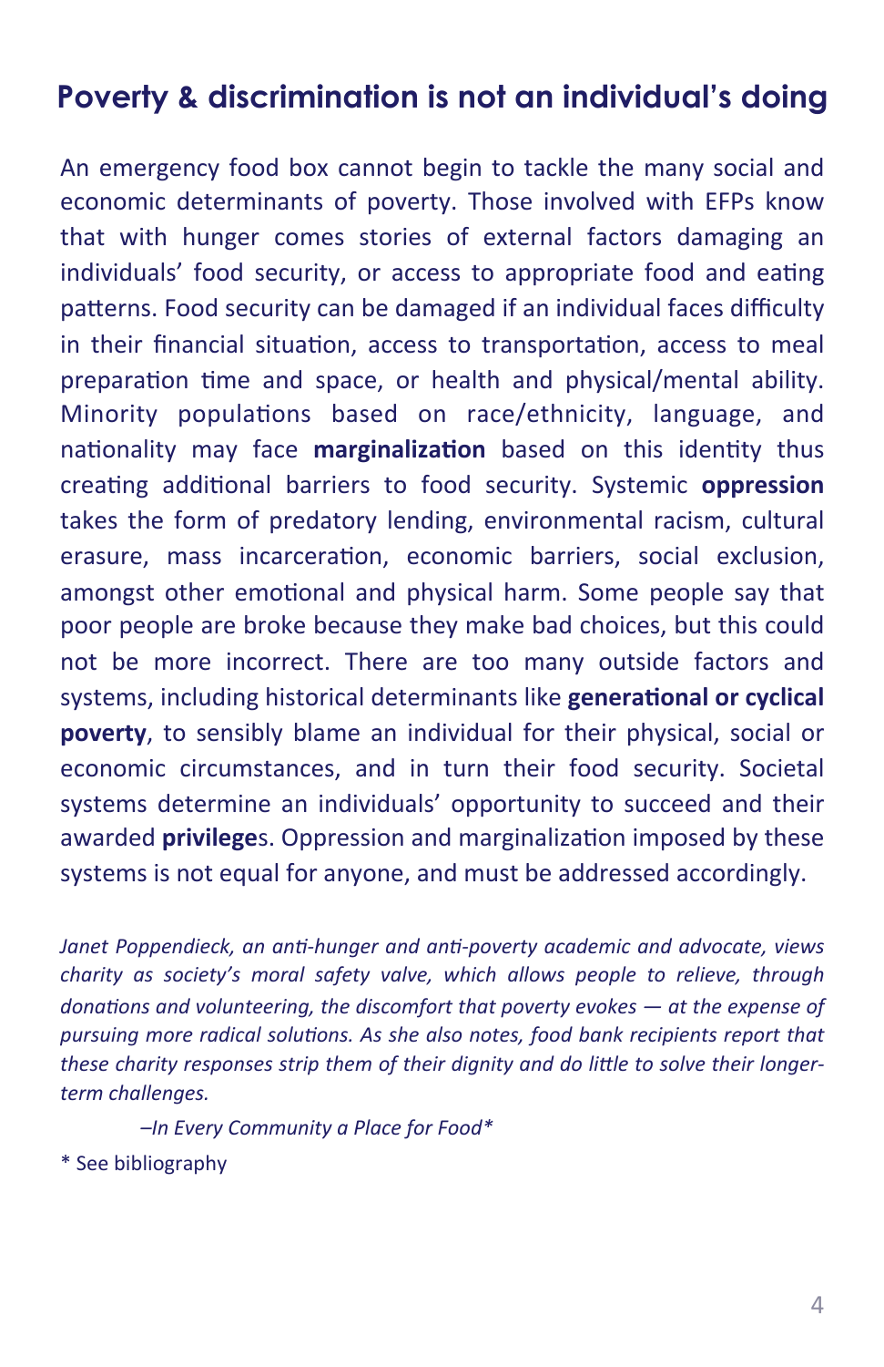## Poverty & discrimination is not an individual's doing

An emergency food box cannot begin to tackle the many social and economic determinants of poverty. Those involved with EFPs know that with hunger comes stories of external factors damaging an individuals' food security, or access to appropriate food and eating patterns. Food security can be damaged if an individual faces difficulty in their financial situation, access to transportation, access to meal preparation time and space, or health and physical/mental ability. Minority populations based on race/ethnicity, language, and nationality may face **marginalization** based on this identity thus creating additional barriers to food security. Systemic **oppression** takes the form of predatory lending, environmental racism, cultural erasure, mass incarceration, economic barriers, social exclusion, amongst other emotional and physical harm. Some people say that poor people are broke because they make bad choices, but this could not be more incorrect. There are too many outside factors and systems, including historical determinants like **generational or cyclical poverty**, to sensibly blame an individual for their physical, social or economic circumstances, and in turn their food security. Societal systems determine an individuals' opportunity to succeed and their awarded **privilege**s. Oppression and marginalization imposed by these systems is not equal for anyone, and must be addressed accordingly.

*Janet Poppendieck, an anti-hunger and anti-poverty academic and advocate, views charity as society's moral safety valve, which allows people to relieve, through donations and volunteering, the discomfort that poverty evokes — at the expense of pursuing more radical solutions. As she also notes, food bank recipients report that these charity responses strip them of their dignity and do little to solve their longer-term challenges.*

*–In Every Community a Place for Food**

* See bibliography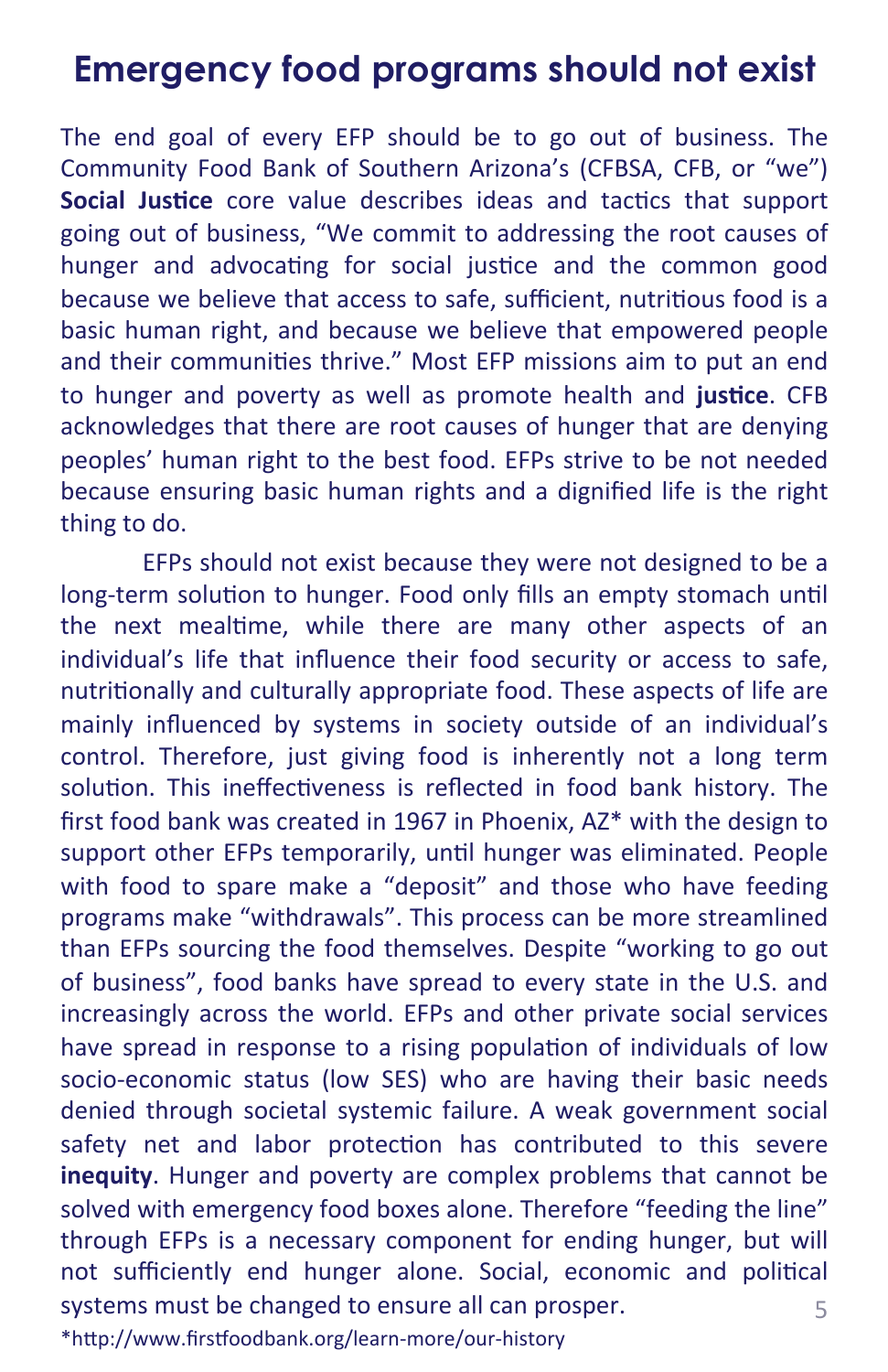# Emergency food programs should not exist

The end goal of every EFP should be to go out of business. The Community Food Bank of Southern Arizona's (CFBSA, CFB, or "we") **Social Justice** core value describes ideas and tactics that support going out of business, "We commit to addressing the root causes of hunger and advocating for social justice and the common good because we believe that access to safe, sufficient, nutritious food is a basic human right, and because we believe that empowered people and their communities thrive." Most EFP missions aim to put an end to hunger and poverty as well as promote health and **justice**. CFB acknowledges that there are root causes of hunger that are denying peoples' human right to the best food. EFPs strive to be not needed because ensuring basic human rights and a dignified life is the right thing to do.

EFPs should not exist because they were not designed to be a long-term solution to hunger. Food only fills an empty stomach until the next mealtime, while there are many other aspects of an individual's life that influence their food security or access to safe, nutritionally and culturally appropriate food. These aspects of life are mainly influenced by systems in society outside of an individual's control. Therefore, just giving food is inherently not a long term solution. This ineffectiveness is reflected in food bank history. The first food bank was created in 1967 in Phoenix, AZ* with the design to support other EFPs temporarily, until hunger was eliminated. People with food to spare make a "deposit" and those who have feeding programs make "withdrawals". This process can be more streamlined than EFPs sourcing the food themselves. Despite "working to go out of business", food banks have spread to every state in the U.S. and increasingly across the world. EFPs and other private social services have spread in response to a rising population of individuals of low socio-economic status (low SES) who are having their basic needs denied through societal systemic failure. A weak government social safety net and labor protection has contributed to this severe **inequity**. Hunger and poverty are complex problems that cannot be solved with emergency food boxes alone. Therefore "feeding the line" through EFPs is a necessary component for ending hunger, but will not sufficiently end hunger alone. Social, economic and political systems must be changed to ensure all can prosper.

*http://www.firstfoodbank.org/learn-more/our-history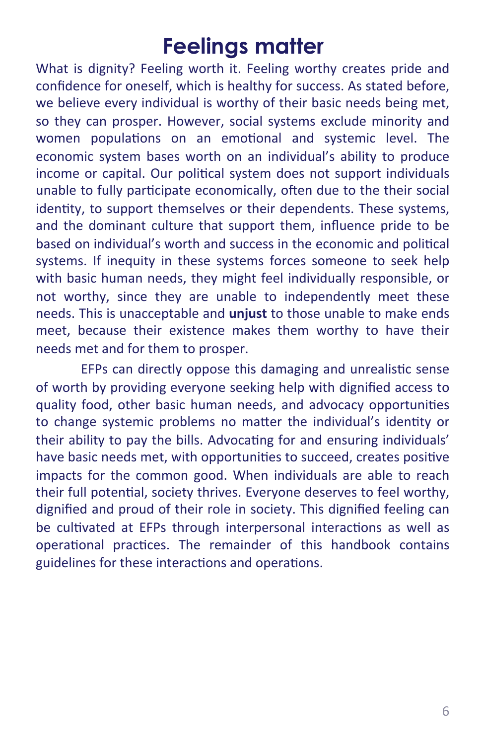# Feelings matter

What is dignity? Feeling worth it. Feeling worthy creates pride and confidence for oneself, which is healthy for success. As stated before, we believe every individual is worthy of their basic needs being met, so they can prosper. However, social systems exclude minority and women populations on an emotional and systemic level. The economic system bases worth on an individual's ability to produce income or capital. Our political system does not support individuals unable to fully participate economically, often due to the their social identity, to support themselves or their dependents. These systems, and the dominant culture that support them, influence pride to be based on individual's worth and success in the economic and political systems. If inequity in these systems forces someone to seek help with basic human needs, they might feel individually responsible, or not worthy, since they are unable to independently meet these needs. This is unacceptable and **unjust** to those unable to make ends meet, because their existence makes them worthy to have their needs met and for them to prosper.

EFPs can directly oppose this damaging and unrealistic sense of worth by providing everyone seeking help with dignified access to quality food, other basic human needs, and advocacy opportunities to change systemic problems no matter the individual's identity or their ability to pay the bills. Advocating for and ensuring individuals' have basic needs met, with opportunities to succeed, creates positive impacts for the common good. When individuals are able to reach their full potential, society thrives. Everyone deserves to feel worthy, dignified and proud of their role in society. This dignified feeling can be cultivated at EFPs through interpersonal interactions as well as operational practices. The remainder of this handbook contains guidelines for these interactions and operations.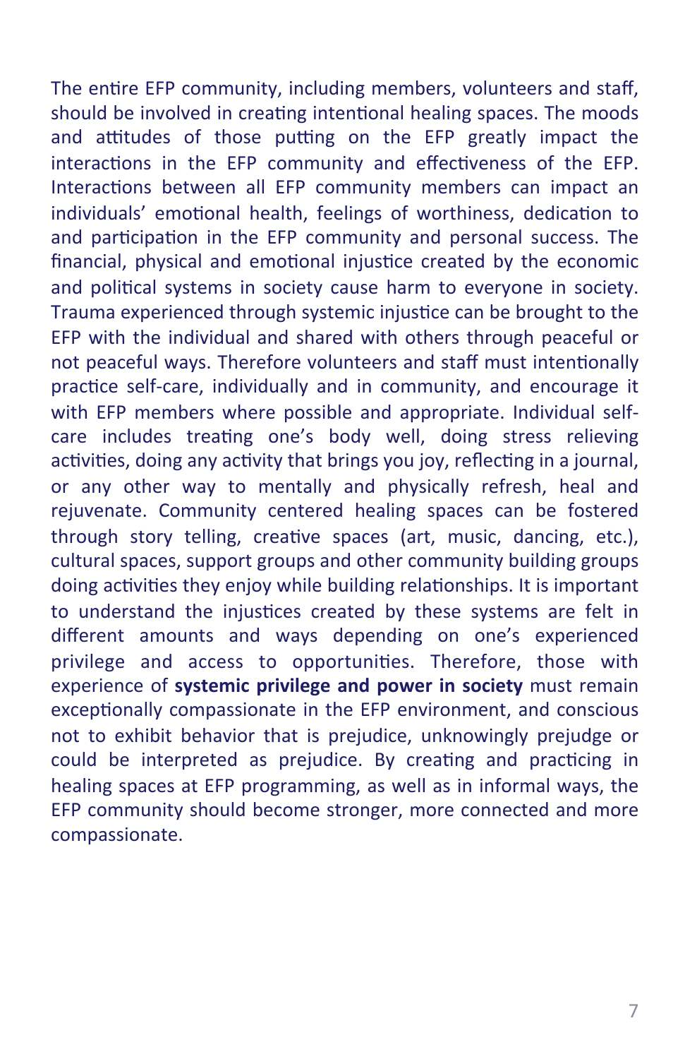The entire EFP community, including members, volunteers and staff, should be involved in creating intentional healing spaces. The moods and attitudes of those putting on the EFP greatly impact the interactions in the EFP community and effectiveness of the EFP. Interactions between all EFP community members can impact an individuals' emotional health, feelings of worthiness, dedication to and participation in the EFP community and personal success. The financial, physical and emotional injustice created by the economic and political systems in society cause harm to everyone in society. Trauma experienced through systemic injustice can be brought to the EFP with the individual and shared with others through peaceful or not peaceful ways. Therefore volunteers and staff must intentionally practice self-care, individually and in community, and encourage it with EFP members where possible and appropriate. Individual self-care includes treating one's body well, doing stress relieving activities, doing any activity that brings you joy, reflecting in a journal, or any other way to mentally and physically refresh, heal and rejuvenate. Community centered healing spaces can be fostered through story telling, creative spaces (art, music, dancing, etc.), cultural spaces, support groups and other community building groups doing activities they enjoy while building relationships. It is important to understand the injustices created by these systems are felt in different amounts and ways depending on one's experienced privilege and access to opportunities. Therefore, those with experience of **systemic privilege and power in society** must remain exceptionally compassionate in the EFP environment, and conscious not to exhibit behavior that is prejudice, unknowingly prejudge or could be interpreted as prejudice. By creating and practicing in healing spaces at EFP programming, as well as in informal ways, the EFP community should become stronger, more connected and more compassionate.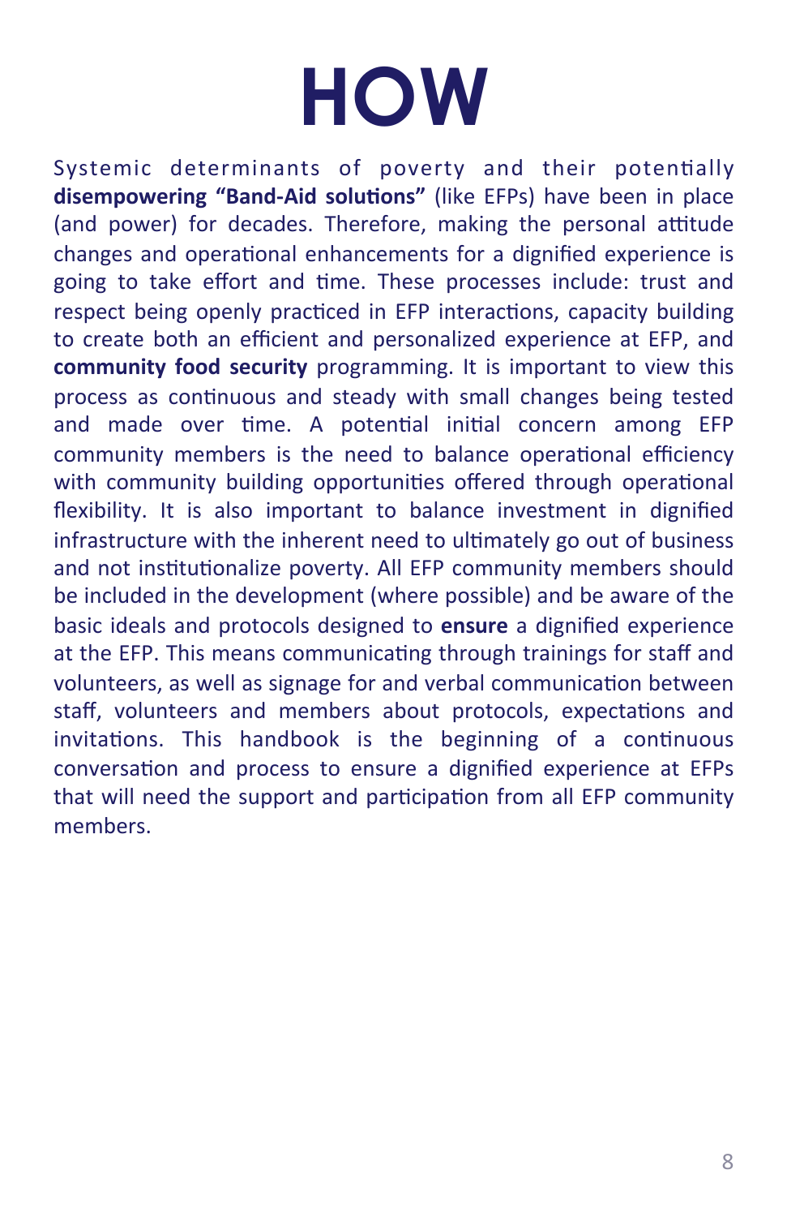# HOW

Systemic determinants of poverty and their potentially **disempowering "Band-Aid solutions"** (like EFPs) have been in place (and power) for decades. Therefore, making the personal attitude changes and operational enhancements for a dignified experience is going to take effort and time. These processes include: trust and respect being openly practiced in EFP interactions, capacity building to create both an efficient and personalized experience at EFP, and **community food security** programming. It is important to view this process as continuous and steady with small changes being tested and made over time. A potential initial concern among EFP community members is the need to balance operational efficiency with community building opportunities offered through operational flexibility. It is also important to balance investment in dignified infrastructure with the inherent need to ultimately go out of business and not institutionalize poverty. All EFP community members should be included in the development (where possible) and be aware of the basic ideals and protocols designed to **ensure** a dignified experience at the EFP. This means communicating through trainings for staff and volunteers, as well as signage for and verbal communication between staff, volunteers and members about protocols, expectations and invitations. This handbook is the beginning of a continuous conversation and process to ensure a dignified experience at EFPs that will need the support and participation from all EFP community members.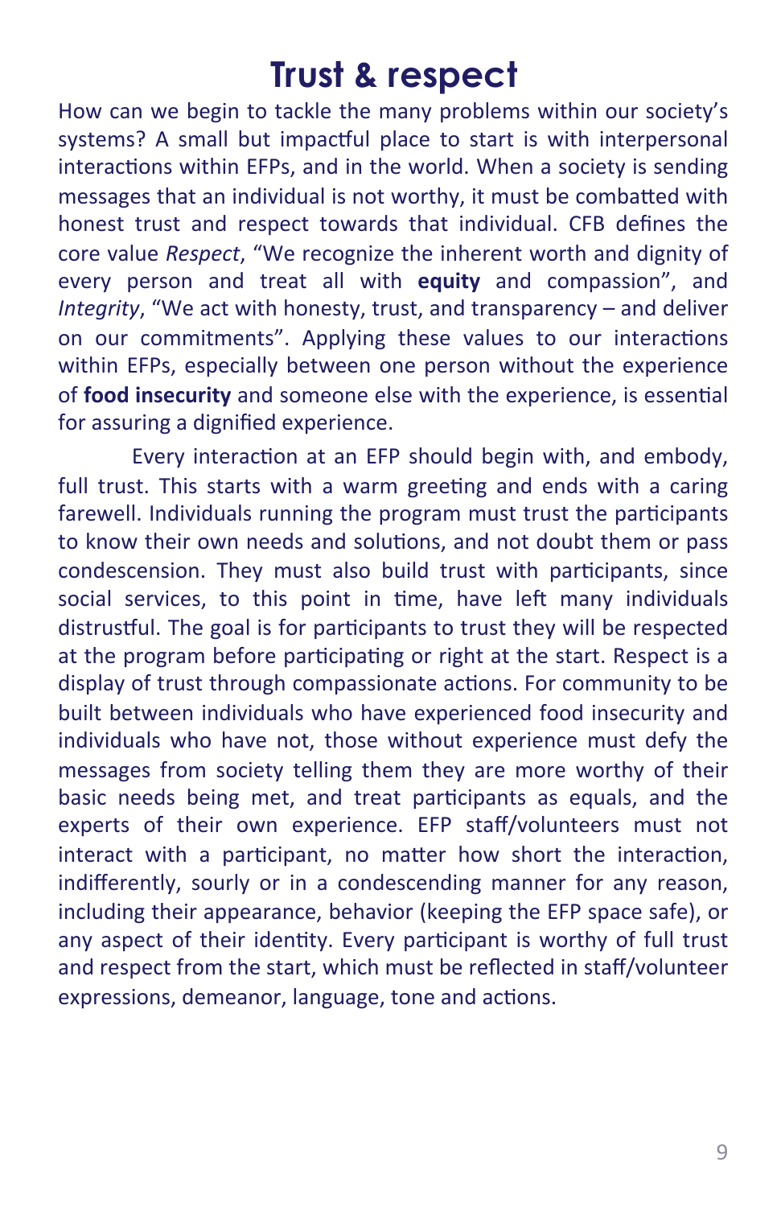# Trust & respect

How can we begin to tackle the many problems within our society's systems? A small but impactful place to start is with interpersonal interactions within EFPs, and in the world. When a society is sending messages that an individual is not worthy, it must be combatted with honest trust and respect towards that individual. CFB defines the core value *Respect*, "We recognize the inherent worth and dignity of every person and treat all with **equity** and compassion", and *Integrity*, "We act with honesty, trust, and transparency – and deliver on our commitments". Applying these values to our interactions within EFPs, especially between one person without the experience of **food insecurity** and someone else with the experience, is essential for assuring a dignified experience.

Every interaction at an EFP should begin with, and embody, full trust. This starts with a warm greeting and ends with a caring farewell. Individuals running the program must trust the participants to know their own needs and solutions, and not doubt them or pass condescension. They must also build trust with participants, since social services, to this point in time, have left many individuals distrustful. The goal is for participants to trust they will be respected at the program before participating or right at the start. Respect is a display of trust through compassionate actions. For community to be built between individuals who have experienced food insecurity and individuals who have not, those without experience must defy the messages from society telling them they are more worthy of their basic needs being met, and treat participants as equals, and the experts of their own experience. EFP staff/volunteers must not interact with a participant, no matter how short the interaction, indifferently, sourly or in a condescending manner for any reason, including their appearance, behavior (keeping the EFP space safe), or any aspect of their identity. Every participant is worthy of full trust and respect from the start, which must be reflected in staff/volunteer expressions, demeanor, language, tone and actions.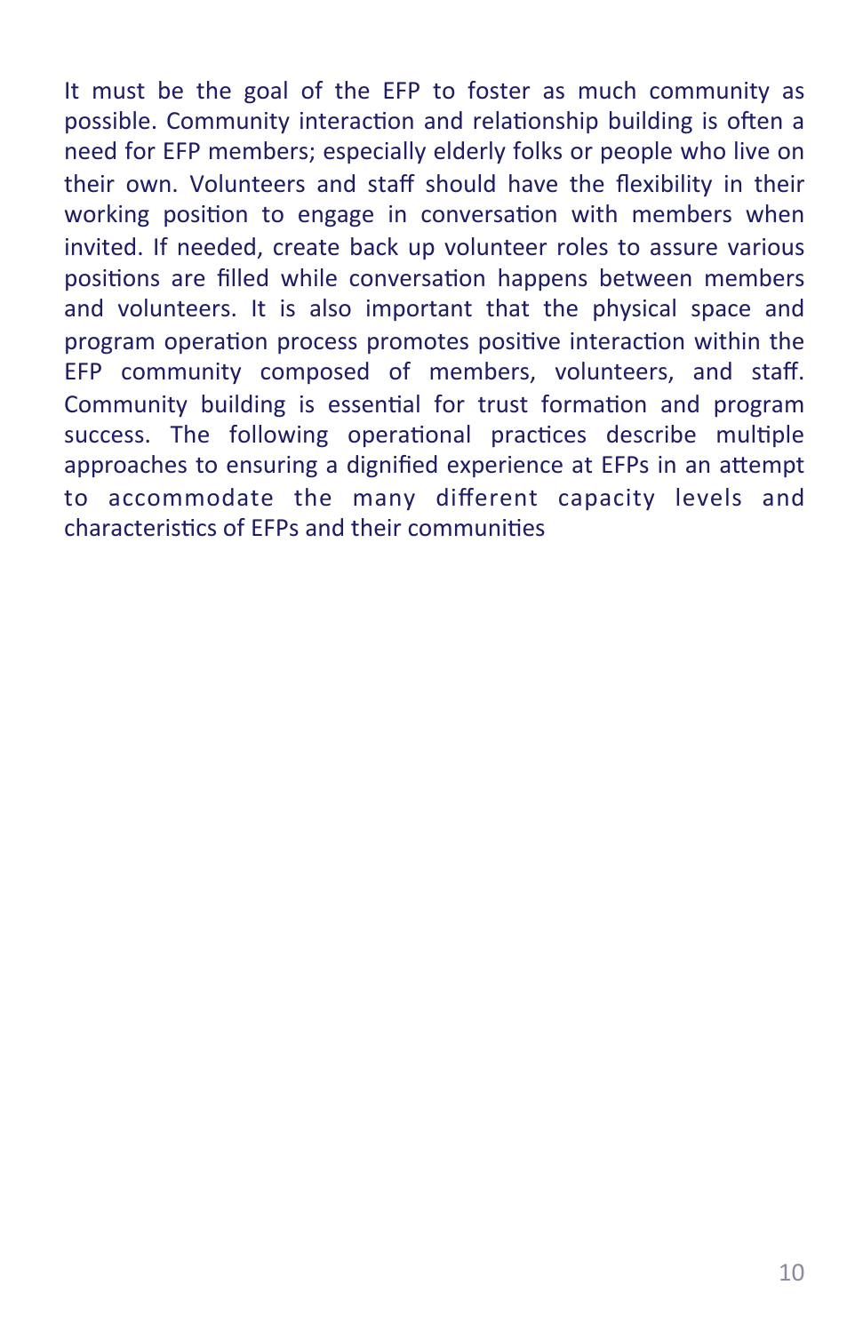It must be the goal of the EFP to foster as much community as possible. Community interaction and relationship building is often a need for EFP members; especially elderly folks or people who live on their own. Volunteers and staff should have the flexibility in their working position to engage in conversation with members when invited. If needed, create back up volunteer roles to assure various positions are filled while conversation happens between members and volunteers. It is also important that the physical space and program operation process promotes positive interaction within the EFP community composed of members, volunteers, and staff. Community building is essential for trust formation and program success. The following operational practices describe multiple approaches to ensuring a dignified experience at EFPs in an attempt to accommodate the many different capacity levels and characteristics of EFPs and their communities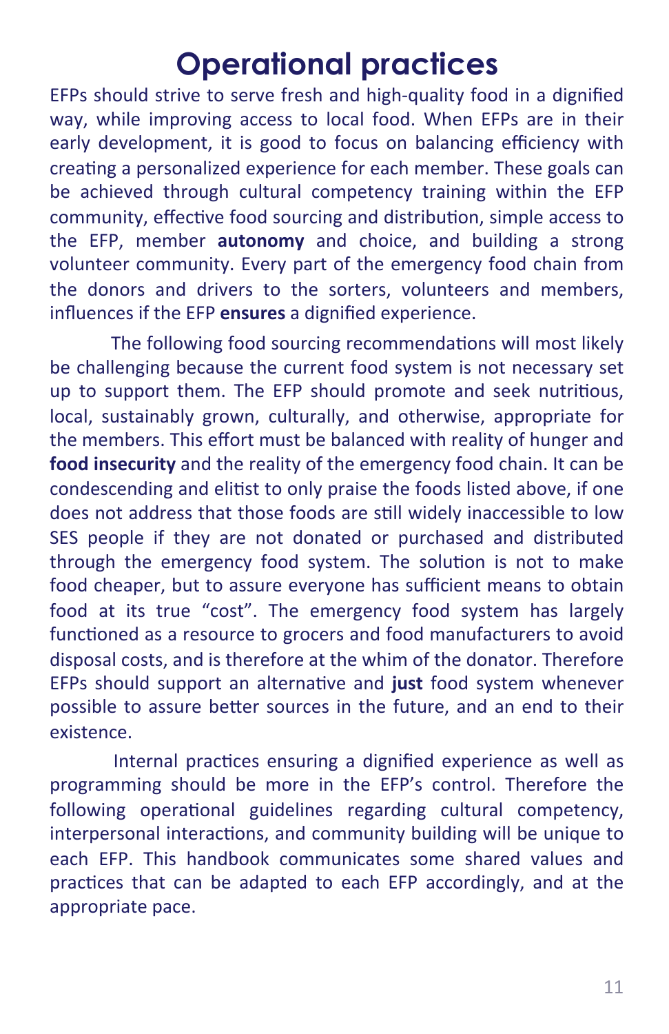# Operational practices

EFPs should strive to serve fresh and high-quality food in a dignified way, while improving access to local food. When EFPs are in their early development, it is good to focus on balancing efficiency with creating a personalized experience for each member. These goals can be achieved through cultural competency training within the EFP community, effective food sourcing and distribution, simple access to the EFP, member **autonomy** and choice, and building a strong volunteer community. Every part of the emergency food chain from the donors and drivers to the sorters, volunteers and members, influences if the EFP **ensures** a dignified experience.

The following food sourcing recommendations will most likely be challenging because the current food system is not necessary set up to support them. The EFP should promote and seek nutritious, local, sustainably grown, culturally, and otherwise, appropriate for the members. This effort must be balanced with reality of hunger and **food insecurity** and the reality of the emergency food chain. It can be condescending and elitist to only praise the foods listed above, if one does not address that those foods are still widely inaccessible to low SES people if they are not donated or purchased and distributed through the emergency food system. The solution is not to make food cheaper, but to assure everyone has sufficient means to obtain food at its true "cost". The emergency food system has largely functioned as a resource to grocers and food manufacturers to avoid disposal costs, and is therefore at the whim of the donator. Therefore EFPs should support an alternative and **just** food system whenever possible to assure better sources in the future, and an end to their existence.

Internal practices ensuring a dignified experience as well as programming should be more in the EFP's control. Therefore the following operational guidelines regarding cultural competency, interpersonal interactions, and community building will be unique to each EFP. This handbook communicates some shared values and practices that can be adapted to each EFP accordingly, and at the appropriate pace.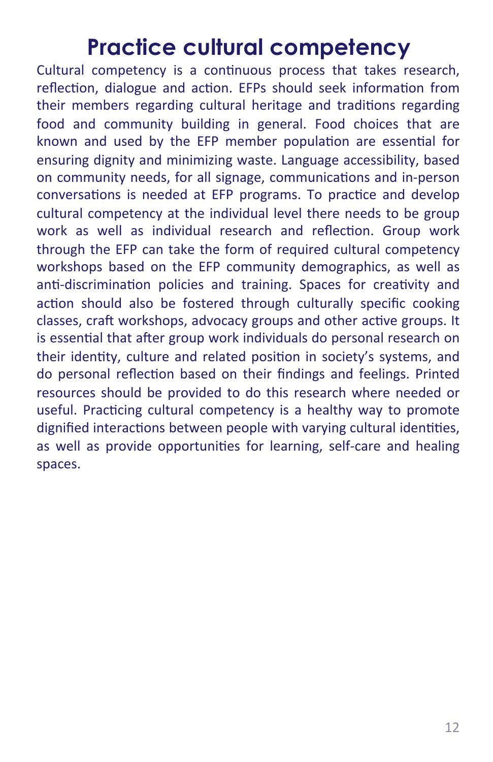# Practice cultural competency

Cultural competency is a continuous process that takes research, reflection, dialogue and action. EFPs should seek information from their members regarding cultural heritage and traditions regarding food and community building in general. Food choices that are known and used by the EFP member population are essential for ensuring dignity and minimizing waste. Language accessibility, based on community needs, for all signage, communications and in-person conversations is needed at EFP programs. To practice and develop cultural competency at the individual level there needs to be group work as well as individual research and reflection. Group work through the EFP can take the form of required cultural competency workshops based on the EFP community demographics, as well as anti-discrimination policies and training. Spaces for creativity and action should also be fostered through culturally specific cooking classes, craft workshops, advocacy groups and other active groups. It is essential that after group work individuals do personal research on their identity, culture and related position in society's systems, and do personal reflection based on their findings and feelings. Printed resources should be provided to do this research where needed or useful. Practicing cultural competency is a healthy way to promote dignified interactions between people with varying cultural identities, as well as provide opportunities for learning, self-care and healing spaces.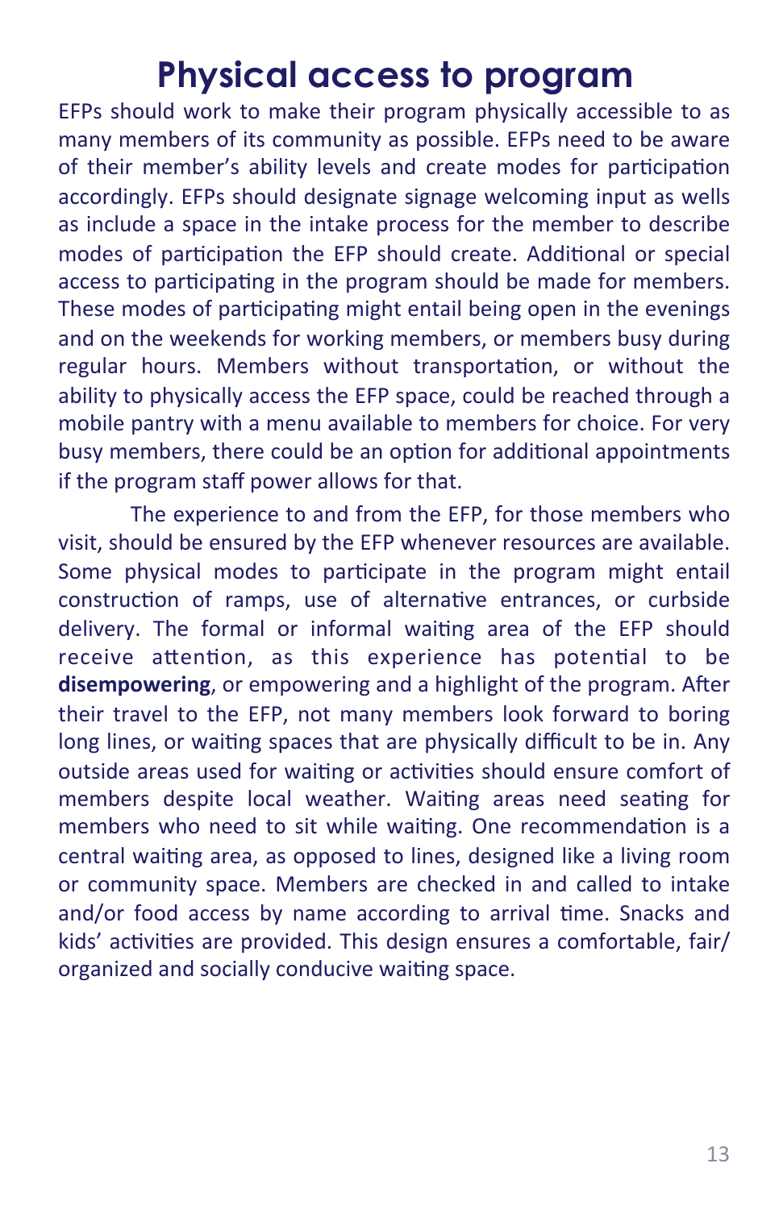# Physical access to program

EFPs should work to make their program physically accessible to as many members of its community as possible. EFPs need to be aware of their member's ability levels and create modes for participation accordingly. EFPs should designate signage welcoming input as wells as include a space in the intake process for the member to describe modes of participation the EFP should create. Additional or special access to participating in the program should be made for members. These modes of participating might entail being open in the evenings and on the weekends for working members, or members busy during regular hours. Members without transportation, or without the ability to physically access the EFP space, could be reached through a mobile pantry with a menu available to members for choice. For very busy members, there could be an option for additional appointments if the program staff power allows for that.

The experience to and from the EFP, for those members who visit, should be ensured by the EFP whenever resources are available. Some physical modes to participate in the program might entail construction of ramps, use of alternative entrances, or curbside delivery. The formal or informal waiting area of the EFP should receive attention, as this experience has potential to be **disempowering**, or empowering and a highlight of the program. After their travel to the EFP, not many members look forward to boring long lines, or waiting spaces that are physically difficult to be in. Any outside areas used for waiting or activities should ensure comfort of members despite local weather. Waiting areas need seating for members who need to sit while waiting. One recommendation is a central waiting area, as opposed to lines, designed like a living room or community space. Members are checked in and called to intake and/or food access by name according to arrival time. Snacks and kids' activities are provided. This design ensures a comfortable, fair/organized and socially conducive waiting space.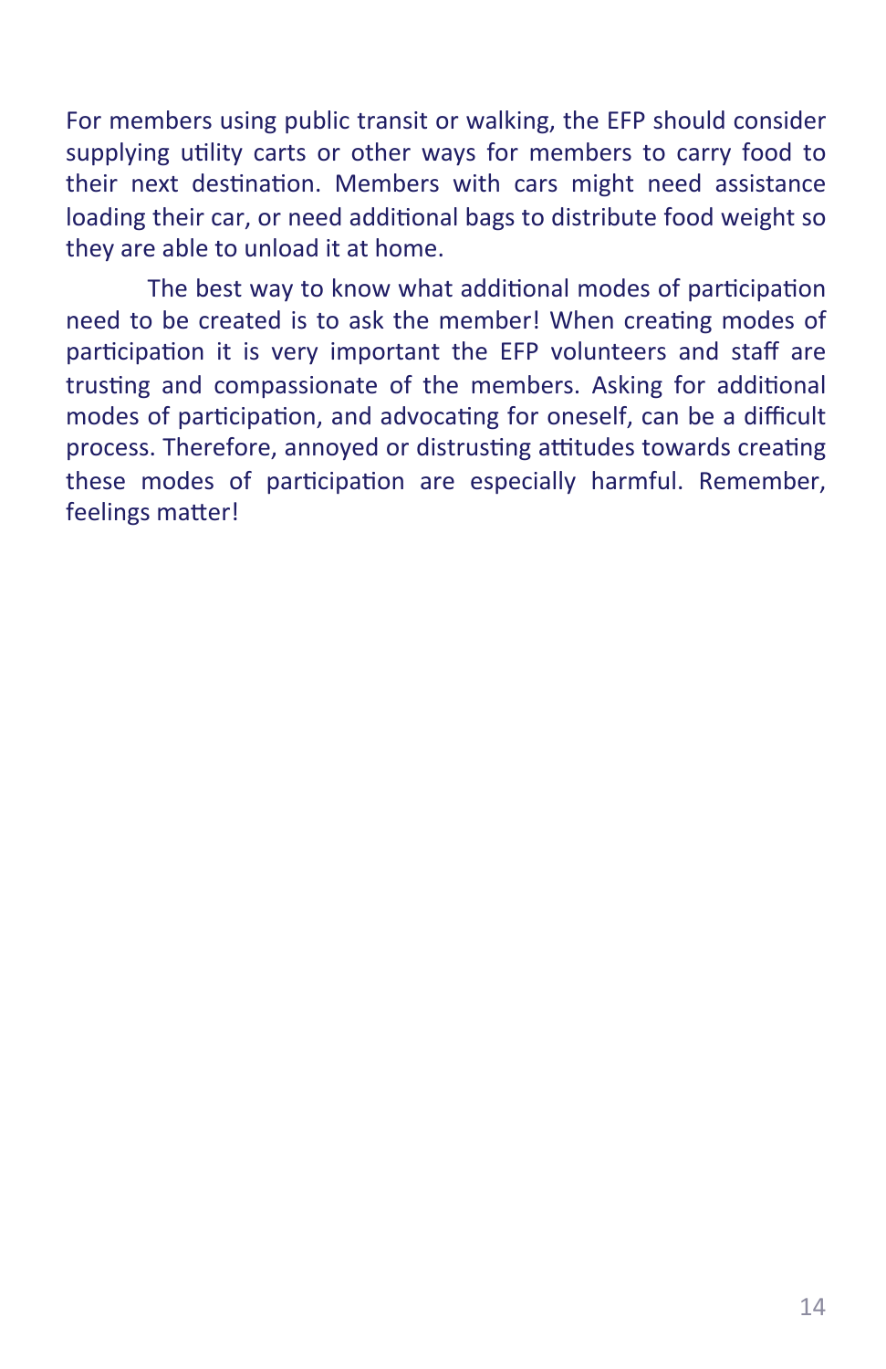For members using public transit or walking, the EFP should consider supplying utility carts or other ways for members to carry food to their next destination. Members with cars might need assistance loading their car, or need additional bags to distribute food weight so they are able to unload it at home.

The best way to know what additional modes of participation need to be created is to ask the member! When creating modes of participation it is very important the EFP volunteers and staff are trusting and compassionate of the members. Asking for additional modes of participation, and advocating for oneself, can be a difficult process. Therefore, annoyed or distrusting attitudes towards creating these modes of participation are especially harmful. Remember, feelings matter!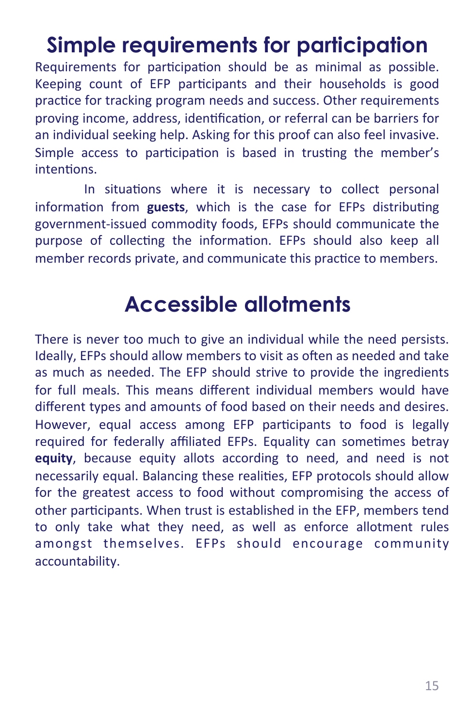# Simple requirements for participation

Requirements for participation should be as minimal as possible. Keeping count of EFP participants and their households is good practice for tracking program needs and success. Other requirements proving income, address, identification, or referral can be barriers for an individual seeking help. Asking for this proof can also feel invasive. Simple access to participation is based in trusting the member's intentions.

In situations where it is necessary to collect personal information from **guests**, which is the case for EFPs distributing government-issued commodity foods, EFPs should communicate the purpose of collecting the information. EFPs should also keep all member records private, and communicate this practice to members.

# Accessible allotments

There is never too much to give an individual while the need persists. Ideally, EFPs should allow members to visit as often as needed and take as much as needed. The EFP should strive to provide the ingredients for full meals. This means different individual members would have different types and amounts of food based on their needs and desires. However, equal access among EFP participants to food is legally required for federally affiliated EFPs. Equality can sometimes betray **equity**, because equity allots according to need, and need is not necessarily equal. Balancing these realities, EFP protocols should allow for the greatest access to food without compromising the access of other participants. When trust is established in the EFP, members tend to only take what they need, as well as enforce allotment rules amongst themselves. EFPs should encourage community accountability.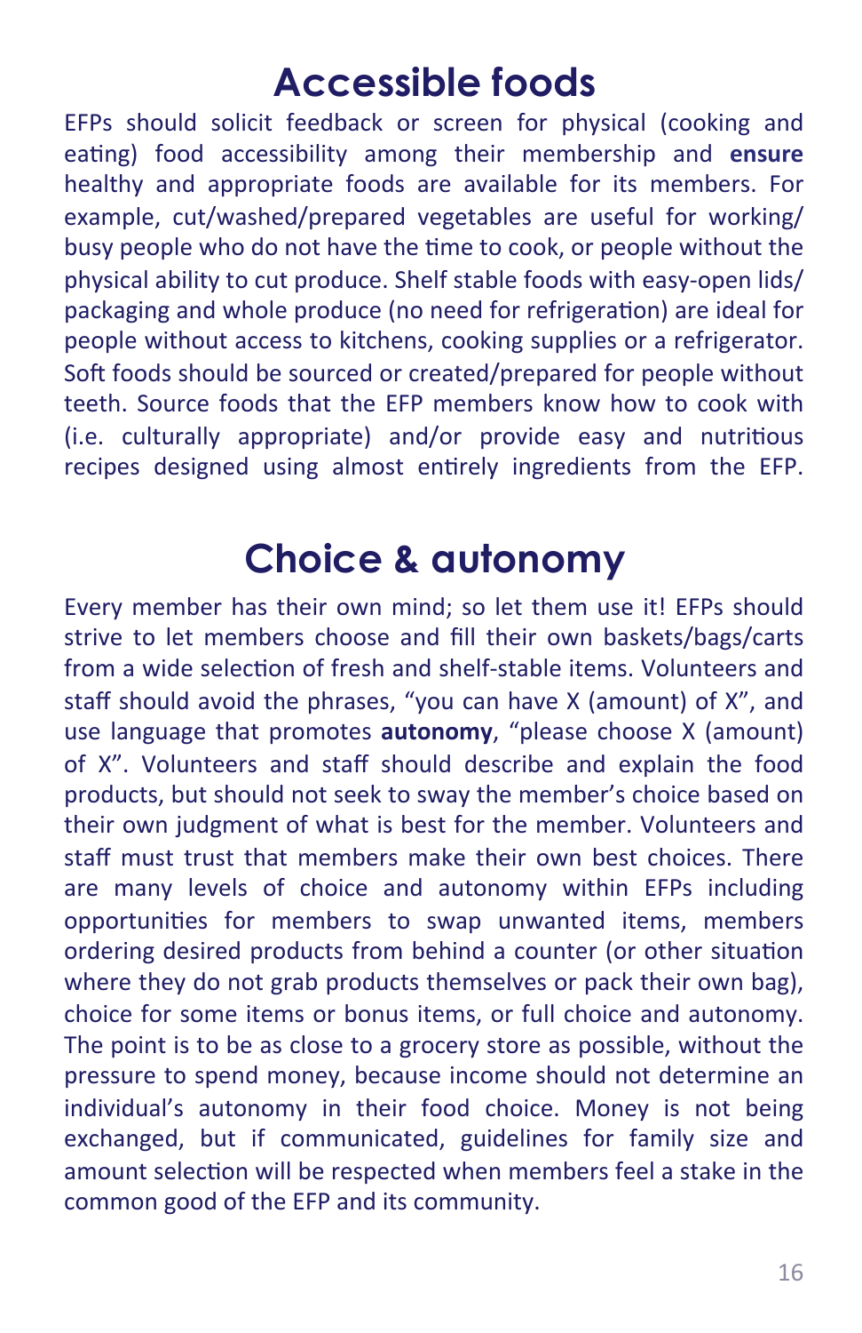# Accessible foods

EFPs should solicit feedback or screen for physical (cooking and eating) food accessibility among their membership and **ensure** healthy and appropriate foods are available for its members. For example, cut/washed/prepared vegetables are useful for working/ busy people who do not have the time to cook, or people without the physical ability to cut produce. Shelf stable foods with easy-open lids/ packaging and whole produce (no need for refrigeration) are ideal for people without access to kitchens, cooking supplies or a refrigerator. Soft foods should be sourced or created/prepared for people without teeth. Source foods that the EFP members know how to cook with (i.e. culturally appropriate) and/or provide easy and nutritious recipes designed using almost entirely ingredients from the EFP.

# Choice & autonomy

Every member has their own mind; so let them use it! EFPs should strive to let members choose and fill their own baskets/bags/carts from a wide selection of fresh and shelf-stable items. Volunteers and staff should avoid the phrases, "you can have X (amount) of X", and use language that promotes **autonomy**, "please choose X (amount) of X". Volunteers and staff should describe and explain the food products, but should not seek to sway the member's choice based on their own judgment of what is best for the member. Volunteers and staff must trust that members make their own best choices. There are many levels of choice and autonomy within EFPs including opportunities for members to swap unwanted items, members ordering desired products from behind a counter (or other situation where they do not grab products themselves or pack their own bag), choice for some items or bonus items, or full choice and autonomy. The point is to be as close to a grocery store as possible, without the pressure to spend money, because income should not determine an individual's autonomy in their food choice. Money is not being exchanged, but if communicated, guidelines for family size and amount selection will be respected when members feel a stake in the common good of the EFP and its community.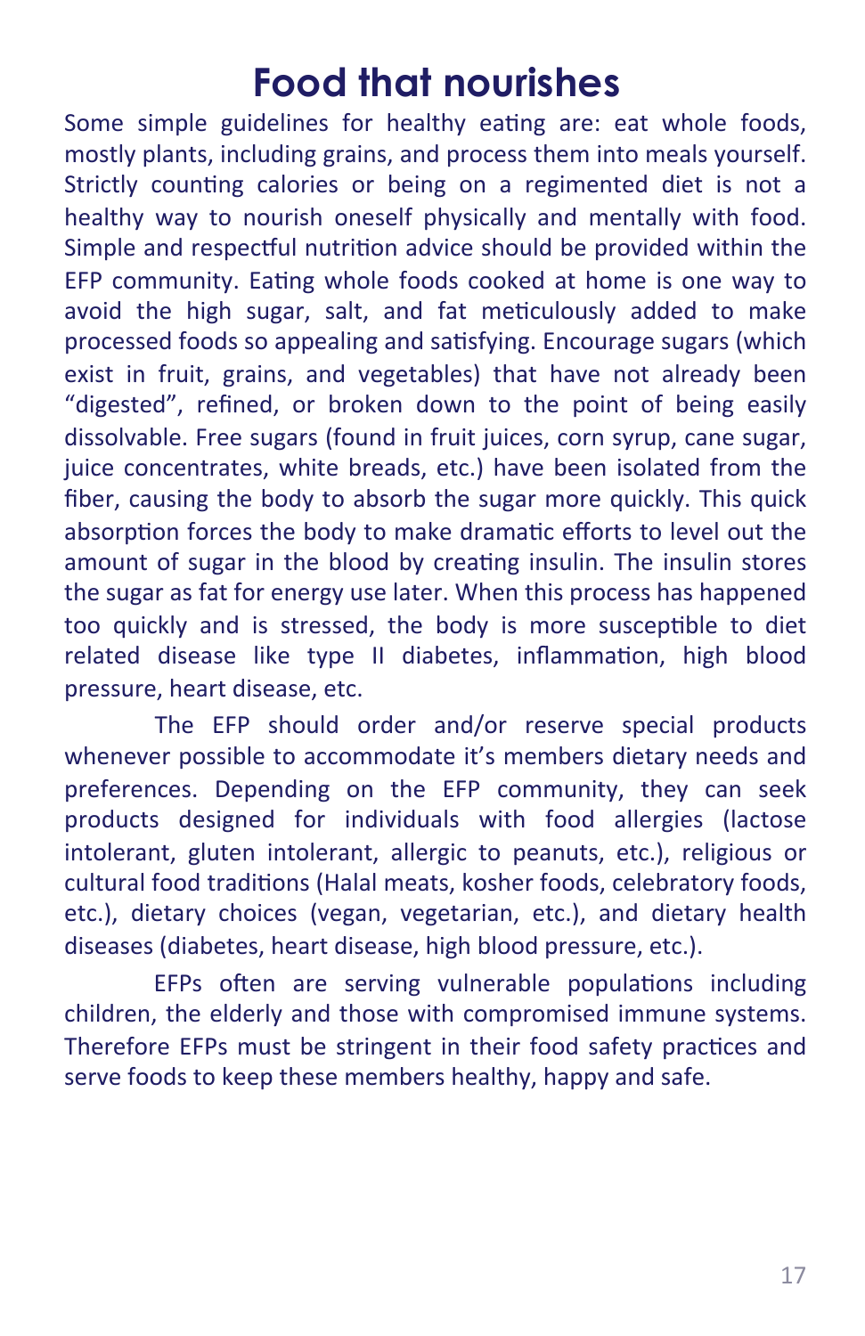# Food that nourishes

Some simple guidelines for healthy eating are: eat whole foods, mostly plants, including grains, and process them into meals yourself. Strictly counting calories or being on a regimented diet is not a healthy way to nourish oneself physically and mentally with food. Simple and respectful nutrition advice should be provided within the EFP community. Eating whole foods cooked at home is one way to avoid the high sugar, salt, and fat meticulously added to make processed foods so appealing and satisfying. Encourage sugars (which exist in fruit, grains, and vegetables) that have not already been "digested", refined, or broken down to the point of being easily dissolvable. Free sugars (found in fruit juices, corn syrup, cane sugar, juice concentrates, white breads, etc.) have been isolated from the fiber, causing the body to absorb the sugar more quickly. This quick absorption forces the body to make dramatic efforts to level out the amount of sugar in the blood by creating insulin. The insulin stores the sugar as fat for energy use later. When this process has happened too quickly and is stressed, the body is more susceptible to diet related disease like type II diabetes, inflammation, high blood pressure, heart disease, etc.

The EFP should order and/or reserve special products whenever possible to accommodate it's members dietary needs and preferences. Depending on the EFP community, they can seek products designed for individuals with food allergies (lactose intolerant, gluten intolerant, allergic to peanuts, etc.), religious or cultural food traditions (Halal meats, kosher foods, celebratory foods, etc.), dietary choices (vegan, vegetarian, etc.), and dietary health diseases (diabetes, heart disease, high blood pressure, etc.).

EFPs often are serving vulnerable populations including children, the elderly and those with compromised immune systems. Therefore EFPs must be stringent in their food safety practices and serve foods to keep these members healthy, happy and safe.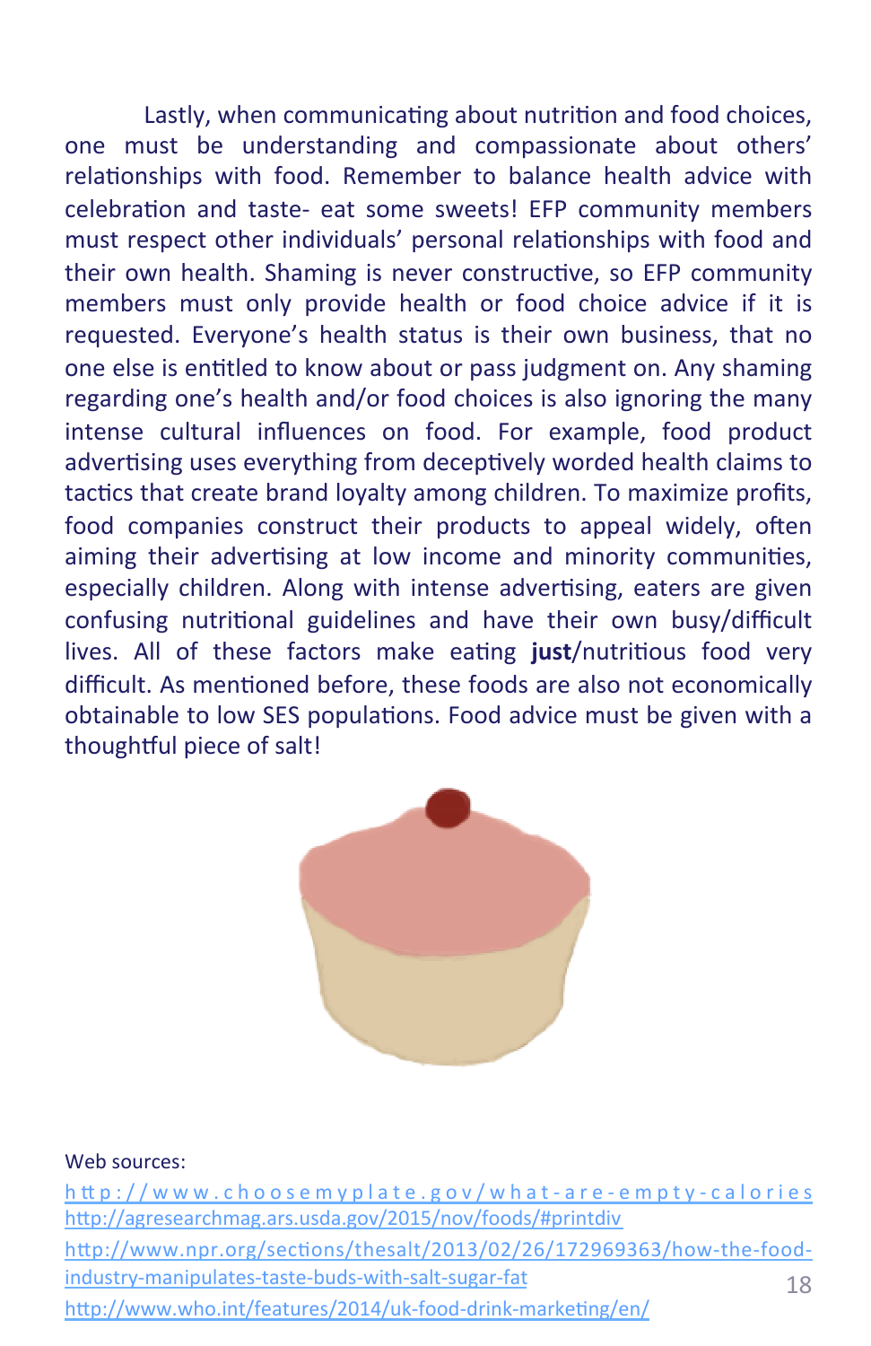Lastly, when communicating about nutrition and food choices, one must be understanding and compassionate about others' relationships with food. Remember to balance health advice with celebration and taste- eat some sweets! EFP community members must respect other individuals' personal relationships with food and their own health. Shaming is never constructive, so EFP community members must only provide health or food choice advice if it is requested. Everyone's health status is their own business, that no one else is entitled to know about or pass judgment on. Any shaming regarding one's health and/or food choices is also ignoring the many intense cultural influences on food. For example, food product advertising uses everything from deceptively worded health claims to tactics that create brand loyalty among children. To maximize profits, food companies construct their products to appeal widely, often aiming their advertising at low income and minority communities, especially children. Along with intense advertising, eaters are given confusing nutritional guidelines and have their own busy/difficult lives. All of these factors make eating **just**/nutritious food very difficult. As mentioned before, these foods are also not economically obtainable to low SES populations. Food advice must be given with a thoughtful piece of salt!

Web sources:

http://www.choosemyplate.gov/what-are-empty-calories

http://agresearchmag.ars.usda.gov/2015/nov/foods/#printdiv

http://www.npr.org/sections/thesalt/2013/02/26/172969363/how-the-food-industry-manipulates-taste-buds-with-salt-sugar-fat

http://www.who.int/features/2014/uk-food-drink-marketing/en/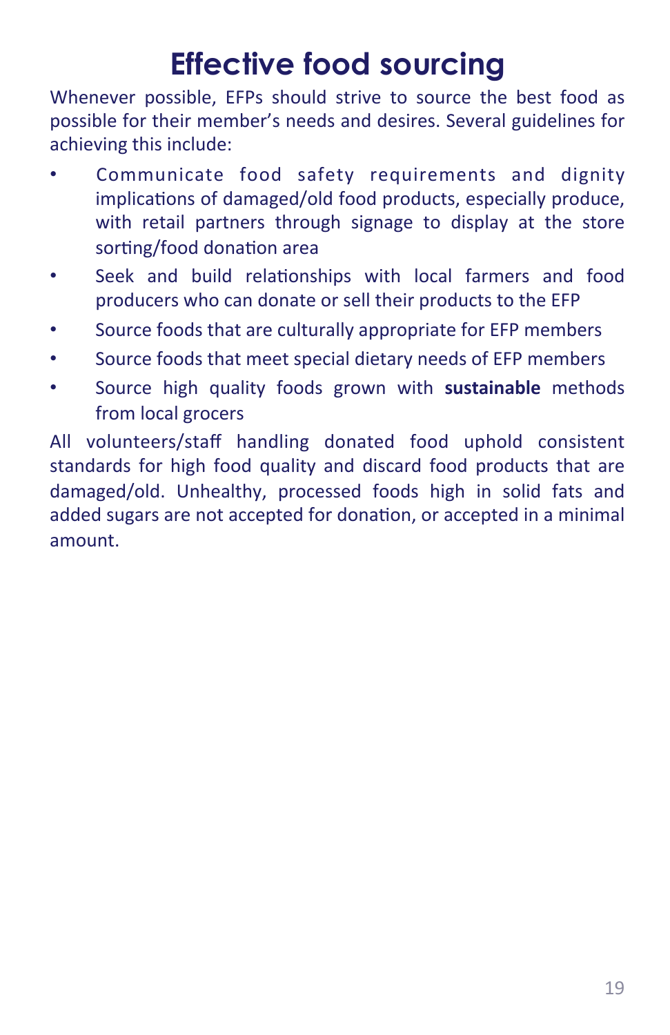# Effective food sourcing

Whenever possible, EFPs should strive to source the best food as possible for their member's needs and desires. Several guidelines for achieving this include:

- Communicate food safety requirements and dignity implications of damaged/old food products, especially produce, with retail partners through signage to display at the store sorting/food donation area
- Seek and build relationships with local farmers and food producers who can donate or sell their products to the EFP
- Source foods that are culturally appropriate for EFP members
- Source foods that meet special dietary needs of EFP members
- Source high quality foods grown with **sustainable** methods from local grocers

All volunteers/staff handling donated food uphold consistent standards for high food quality and discard food products that are damaged/old. Unhealthy, processed foods high in solid fats and added sugars are not accepted for donation, or accepted in a minimal amount.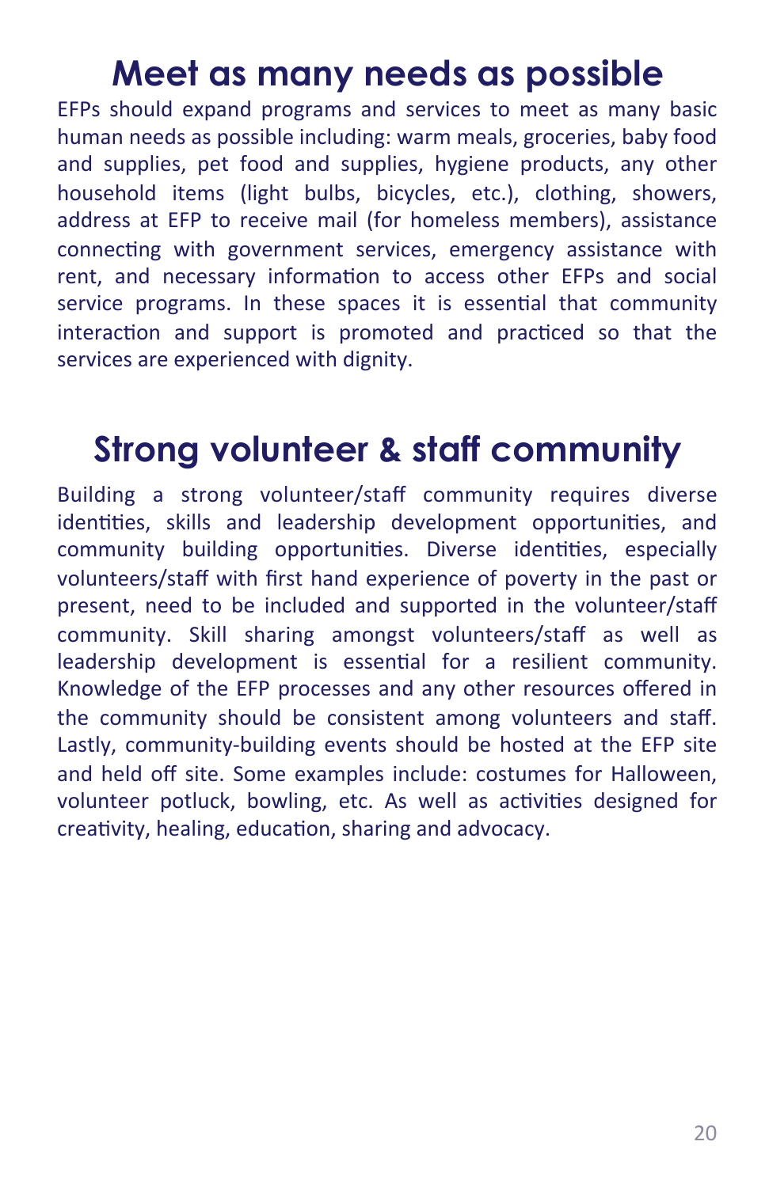## Meet as many needs as possible

EFPs should expand programs and services to meet as many basic human needs as possible including: warm meals, groceries, baby food and supplies, pet food and supplies, hygiene products, any other household items (light bulbs, bicycles, etc.), clothing, showers, address at EFP to receive mail (for homeless members), assistance connecting with government services, emergency assistance with rent, and necessary information to access other EFPs and social service programs. In these spaces it is essential that community interaction and support is promoted and practiced so that the services are experienced with dignity.

## Strong volunteer & staff community

Building a strong volunteer/staff community requires diverse identities, skills and leadership development opportunities, and community building opportunities. Diverse identities, especially volunteers/staff with first hand experience of poverty in the past or present, need to be included and supported in the volunteer/staff community. Skill sharing amongst volunteers/staff as well as leadership development is essential for a resilient community. Knowledge of the EFP processes and any other resources offered in the community should be consistent among volunteers and staff. Lastly, community-building events should be hosted at the EFP site and held off site. Some examples include: costumes for Halloween, volunteer potluck, bowling, etc. As well as activities designed for creativity, healing, education, sharing and advocacy.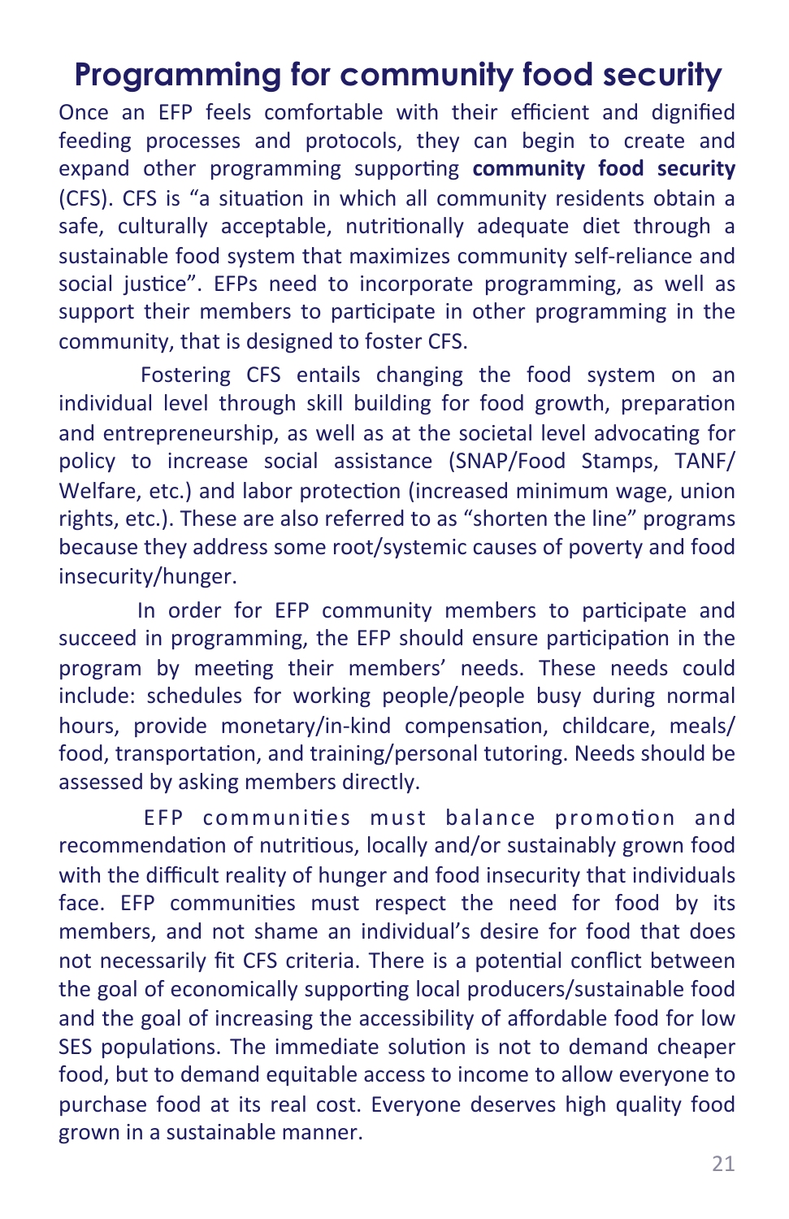# Programming for community food security

Once an EFP feels comfortable with their efficient and dignified feeding processes and protocols, they can begin to create and expand other programming supporting **community food security** (CFS). CFS is "a situation in which all community residents obtain a safe, culturally acceptable, nutritionally adequate diet through a sustainable food system that maximizes community self-reliance and social justice". EFPs need to incorporate programming, as well as support their members to participate in other programming in the community, that is designed to foster CFS.

Fostering CFS entails changing the food system on an individual level through skill building for food growth, preparation and entrepreneurship, as well as at the societal level advocating for policy to increase social assistance (SNAP/Food Stamps, TANF/ Welfare, etc.) and labor protection (increased minimum wage, union rights, etc.). These are also referred to as "shorten the line" programs because they address some root/systemic causes of poverty and food insecurity/hunger.

In order for EFP community members to participate and succeed in programming, the EFP should ensure participation in the program by meeting their members' needs. These needs could include: schedules for working people/people busy during normal hours, provide monetary/in-kind compensation, childcare, meals/ food, transportation, and training/personal tutoring. Needs should be assessed by asking members directly.

EFP communities must balance promotion and recommendation of nutritious, locally and/or sustainably grown food with the difficult reality of hunger and food insecurity that individuals face. EFP communities must respect the need for food by its members, and not shame an individual's desire for food that does not necessarily fit CFS criteria. There is a potential conflict between the goal of economically supporting local producers/sustainable food and the goal of increasing the accessibility of affordable food for low SES populations. The immediate solution is not to demand cheaper food, but to demand equitable access to income to allow everyone to purchase food at its real cost. Everyone deserves high quality food grown in a sustainable manner.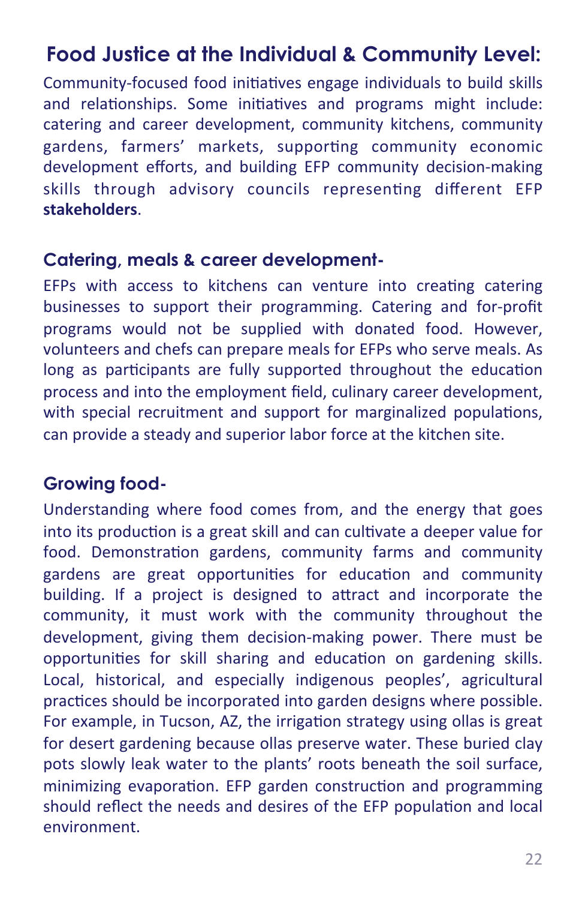## Food Justice at the Individual & Community Level:

Community-focused food initiatives engage individuals to build skills and relationships. Some initiatives and programs might include: catering and career development, community kitchens, community gardens, farmers' markets, supporting community economic development efforts, and building EFP community decision-making skills through advisory councils representing different EFP **stakeholders**.

### Catering, meals & career development-

EFPs with access to kitchens can venture into creating catering businesses to support their programming. Catering and for-profit programs would not be supplied with donated food. However, volunteers and chefs can prepare meals for EFPs who serve meals. As long as participants are fully supported throughout the education process and into the employment field, culinary career development, with special recruitment and support for marginalized populations, can provide a steady and superior labor force at the kitchen site.

### Growing food-

Understanding where food comes from, and the energy that goes into its production is a great skill and can cultivate a deeper value for food. Demonstration gardens, community farms and community gardens are great opportunities for education and community building. If a project is designed to attract and incorporate the community, it must work with the community throughout the development, giving them decision-making power. There must be opportunities for skill sharing and education on gardening skills. Local, historical, and especially indigenous peoples', agricultural practices should be incorporated into garden designs where possible. For example, in Tucson, AZ, the irrigation strategy using ollas is great for desert gardening because ollas preserve water. These buried clay pots slowly leak water to the plants' roots beneath the soil surface, minimizing evaporation. EFP garden construction and programming should reflect the needs and desires of the EFP population and local environment.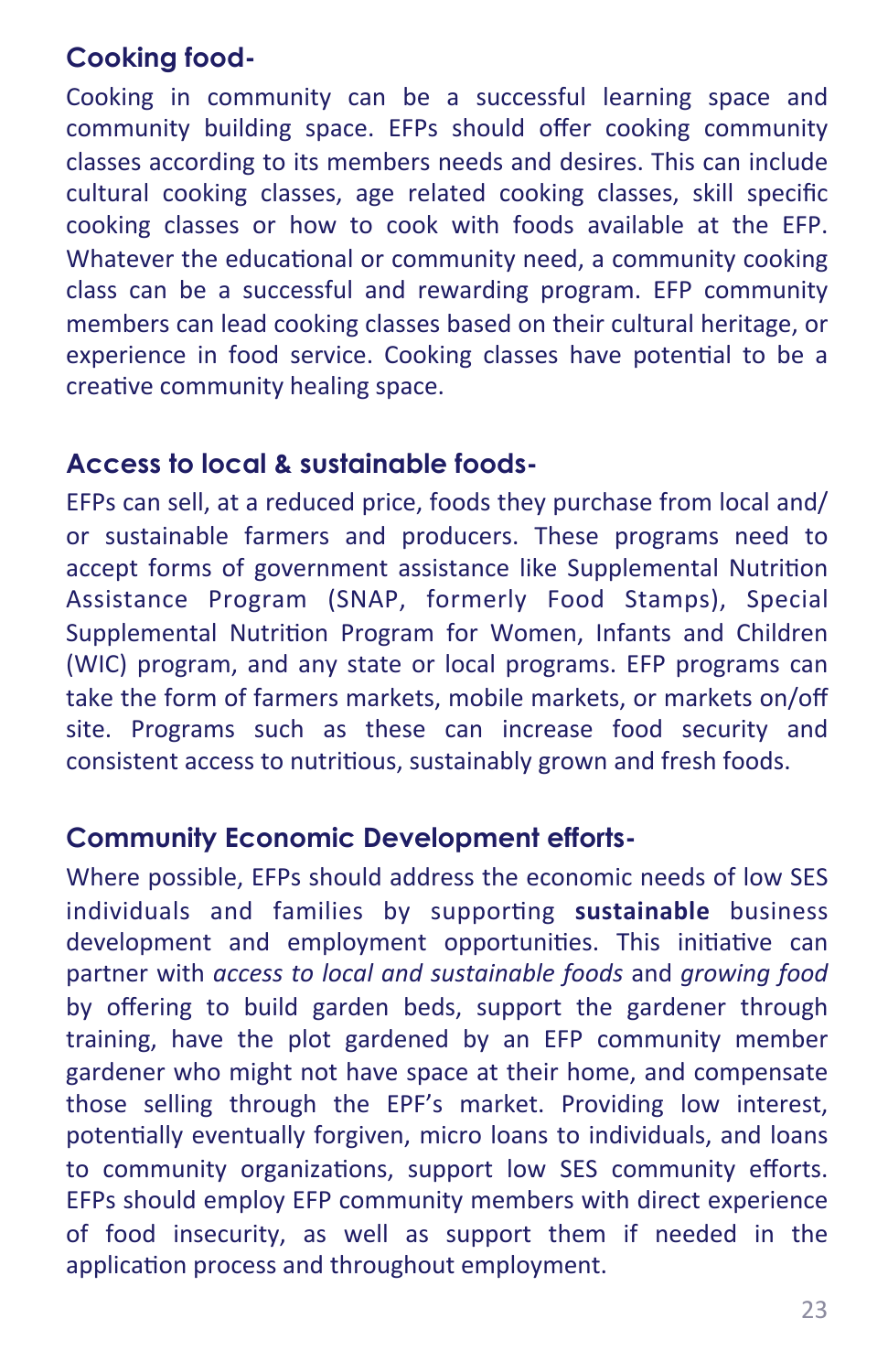### Cooking food-

Cooking in community can be a successful learning space and community building space. EFPs should offer cooking community classes according to its members needs and desires. This can include cultural cooking classes, age related cooking classes, skill specific cooking classes or how to cook with foods available at the EFP. Whatever the educational or community need, a community cooking class can be a successful and rewarding program. EFP community members can lead cooking classes based on their cultural heritage, or experience in food service. Cooking classes have potential to be a creative community healing space.

### Access to local & sustainable foods-

EFPs can sell, at a reduced price, foods they purchase from local and/or sustainable farmers and producers. These programs need to accept forms of government assistance like Supplemental Nutrition Assistance Program (SNAP, formerly Food Stamps), Special Supplemental Nutrition Program for Women, Infants and Children (WIC) program, and any state or local programs. EFP programs can take the form of farmers markets, mobile markets, or markets on/off site. Programs such as these can increase food security and consistent access to nutritious, sustainably grown and fresh foods.

### Community Economic Development efforts-

Where possible, EFPs should address the economic needs of low SES individuals and families by supporting **sustainable** business development and employment opportunities. This initiative can partner with *access to local and sustainable foods* and *growing food* by offering to build garden beds, support the gardener through training, have the plot gardened by an EFP community member gardener who might not have space at their home, and compensate those selling through the EPF's market. Providing low interest, potentially eventually forgiven, micro loans to individuals, and loans to community organizations, support low SES community efforts. EFPs should employ EFP community members with direct experience of food insecurity, as well as support them if needed in the application process and throughout employment.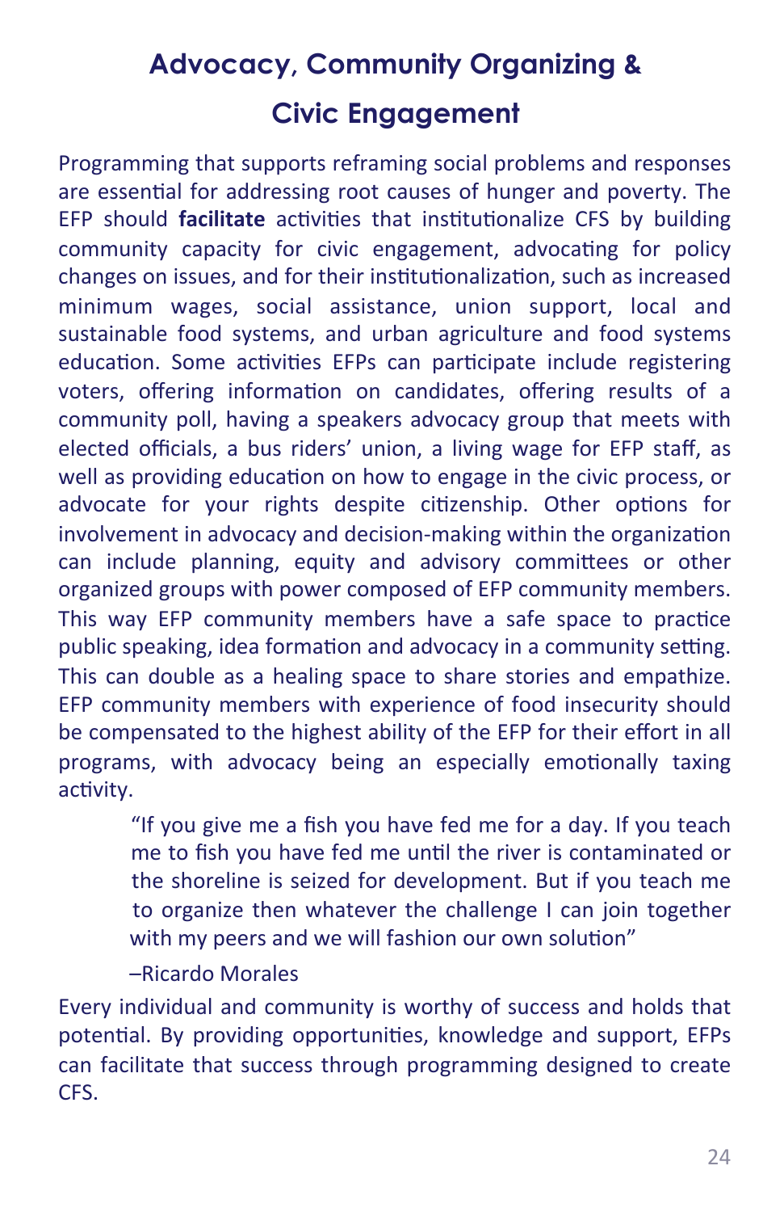# Advocacy, Community Organizing & Civic Engagement

Programming that supports reframing social problems and responses are essential for addressing root causes of hunger and poverty. The EFP should **facilitate** activities that institutionalize CFS by building community capacity for civic engagement, advocating for policy changes on issues, and for their institutionalization, such as increased minimum wages, social assistance, union support, local and sustainable food systems, and urban agriculture and food systems education. Some activities EFPs can participate include registering voters, offering information on candidates, offering results of a community poll, having a speakers advocacy group that meets with elected officials, a bus riders' union, a living wage for EFP staff, as well as providing education on how to engage in the civic process, or advocate for your rights despite citizenship. Other options for involvement in advocacy and decision-making within the organization can include planning, equity and advisory committees or other organized groups with power composed of EFP community members. This way EFP community members have a safe space to practice public speaking, idea formation and advocacy in a community setting. This can double as a healing space to share stories and empathize. EFP community members with experience of food insecurity should be compensated to the highest ability of the EFP for their effort in all programs, with advocacy being an especially emotionally taxing activity.

> "If you give me a fish you have fed me for a day. If you teach me to fish you have fed me until the river is contaminated or the shoreline is seized for development. But if you teach me to organize then whatever the challenge I can join together with my peers and we will fashion our own solution"
>
> –Ricardo Morales

Every individual and community is worthy of success and holds that potential. By providing opportunities, knowledge and support, EFPs can facilitate that success through programming designed to create CFS.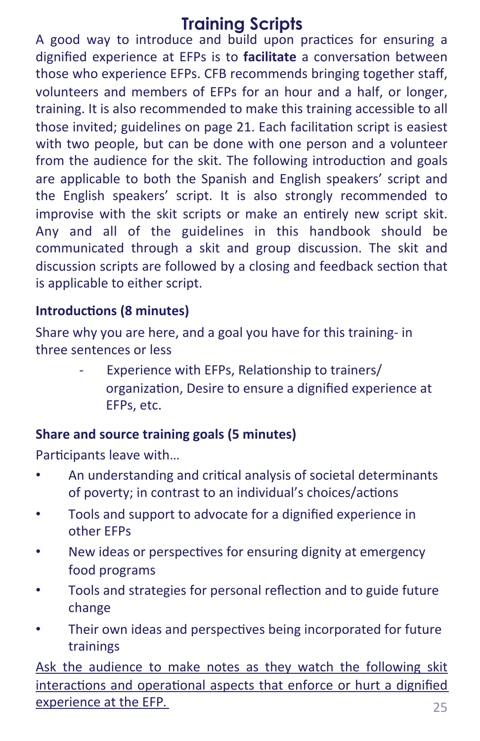# Training Scripts

A good way to introduce and build upon practices for ensuring a dignified experience at EFPs is to **facilitate** a conversation between those who experience EFPs. CFB recommends bringing together staff, volunteers and members of EFPs for an hour and a half, or longer, training. It is also recommended to make this training accessible to all those invited; guidelines on page 21. Each facilitation script is easiest with two people, but can be done with one person and a volunteer from the audience for the skit. The following introduction and goals are applicable to both the Spanish and English speakers' script and the English speakers' script. It is also strongly recommended to improvise with the skit scripts or make an entirely new script skit. Any and all of the guidelines in this handbook should be communicated through a skit and group discussion. The skit and discussion scripts are followed by a closing and feedback section that is applicable to either script.

**Introductions (8 minutes)**

Share why you are here, and a goal you have for this training- in three sentences or less

- Experience with EFPs, Relationship to trainers/ organization, Desire to ensure a dignified experience at EFPs, etc.

**Share and source training goals (5 minutes)**

Participants leave with…

- An understanding and critical analysis of societal determinants of poverty; in contrast to an individual's choices/actions
- Tools and support to advocate for a dignified experience in other EFPs
- New ideas or perspectives for ensuring dignity at emergency food programs
- Tools and strategies for personal reflection and to guide future change
- Their own ideas and perspectives being incorporated for future trainings

<u>Ask the audience to make notes as they watch the following skit interactions and operational aspects that enforce or hurt a dignified experience at the EFP.</u>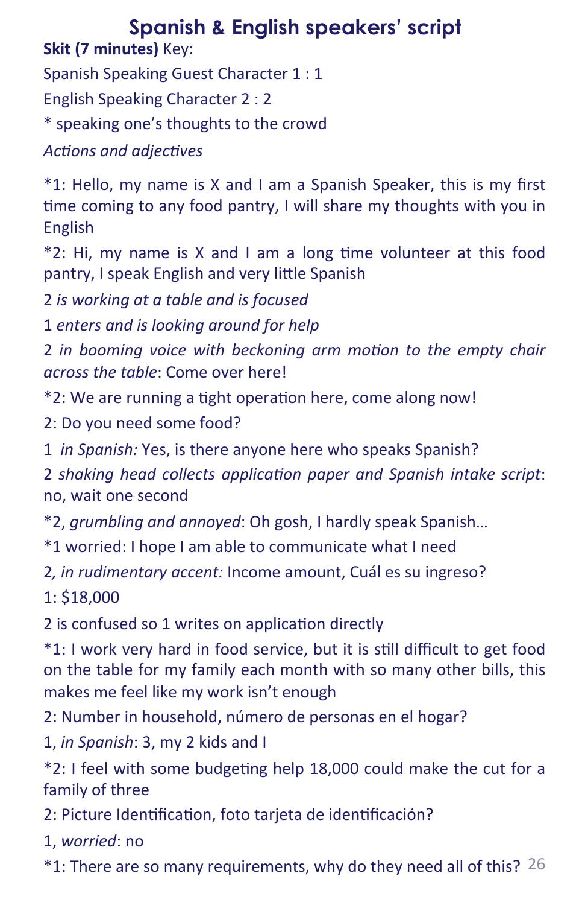# Spanish & English speakers' script

**Skit (7 minutes)** Key:

Spanish Speaking Guest Character 1 : 1

English Speaking Character 2 : 2

* speaking one's thoughts to the crowd

*Actions and adjectives*

*1: Hello, my name is X and I am a Spanish Speaker, this is my first time coming to any food pantry, I will share my thoughts with you in English

*2: Hi, my name is X and I am a long time volunteer at this food pantry, I speak English and very little Spanish

2 *is working at a table and is focused*

1 *enters and is looking around for help*

2 *in booming voice with beckoning arm motion to the empty chair across the table*: Come over here!

*2: We are running a tight operation here, come along now!

2: Do you need some food?

1 *in Spanish:* Yes, is there anyone here who speaks Spanish?

2 *shaking head collects application paper and Spanish intake script*: no, wait one second

*2, *grumbling and annoyed*: Oh gosh, I hardly speak Spanish…

*1 worried: I hope I am able to communicate what I need

2*, in rudimentary accent:* Income amount, Cuál es su ingreso?

1: $18,000

2 is confused so 1 writes on application directly

*1: I work very hard in food service, but it is still difficult to get food on the table for my family each month with so many other bills, this makes me feel like my work isn't enough

2: Number in household, número de personas en el hogar?

1, *in Spanish*: 3, my 2 kids and I

*2: I feel with some budgeting help 18,000 could make the cut for a family of three

2: Picture Identification, foto tarjeta de identificación?

1, *worried*: no

*1: There are so many requirements, why do they need all of this?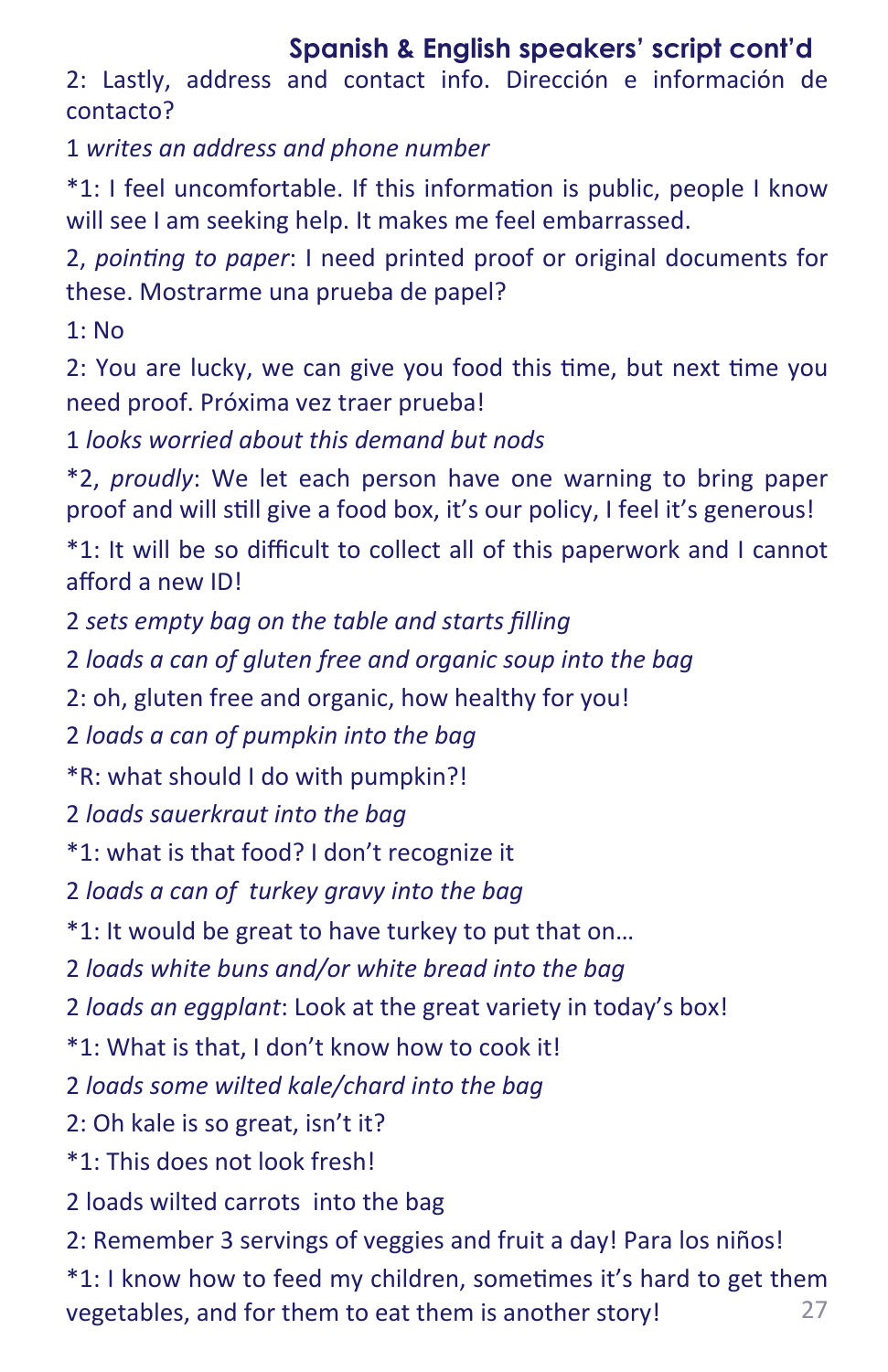## Spanish & English speakers' script cont'd

2: Lastly, address and contact info. Dirección e información de contacto?

1 *writes an address and phone number*

*1: I feel uncomfortable. If this information is public, people I know will see I am seeking help. It makes me feel embarrassed.

2, *pointing to paper*: I need printed proof or original documents for these. Mostrarme una prueba de papel?

1: No

2: You are lucky, we can give you food this time, but next time you need proof. Próxima vez traer prueba!

1 *looks worried about this demand but nods*

*2, *proudly*: We let each person have one warning to bring paper proof and will still give a food box, it's our policy, I feel it's generous!

*1: It will be so difficult to collect all of this paperwork and I cannot afford a new ID!

2 *sets empty bag on the table and starts filling*

2 *loads a can of gluten free and organic soup into the bag*

2: oh, gluten free and organic, how healthy for you!

2 *loads a can of pumpkin into the bag*

*R: what should I do with pumpkin?!

2 *loads sauerkraut into the bag*

*1: what is that food? I don't recognize it

2 *loads a can of turkey gravy into the bag*

*1: It would be great to have turkey to put that on…

2 *loads white buns and/or white bread into the bag*

2 *loads an eggplant*: Look at the great variety in today's box!

*1: What is that, I don't know how to cook it!

2 *loads some wilted kale/chard into the bag*

2: Oh kale is so great, isn't it?

*1: This does not look fresh!

2 loads wilted carrots into the bag

2: Remember 3 servings of veggies and fruit a day! Para los niños!

*1: I know how to feed my children, sometimes it's hard to get them vegetables, and for them to eat them is another story!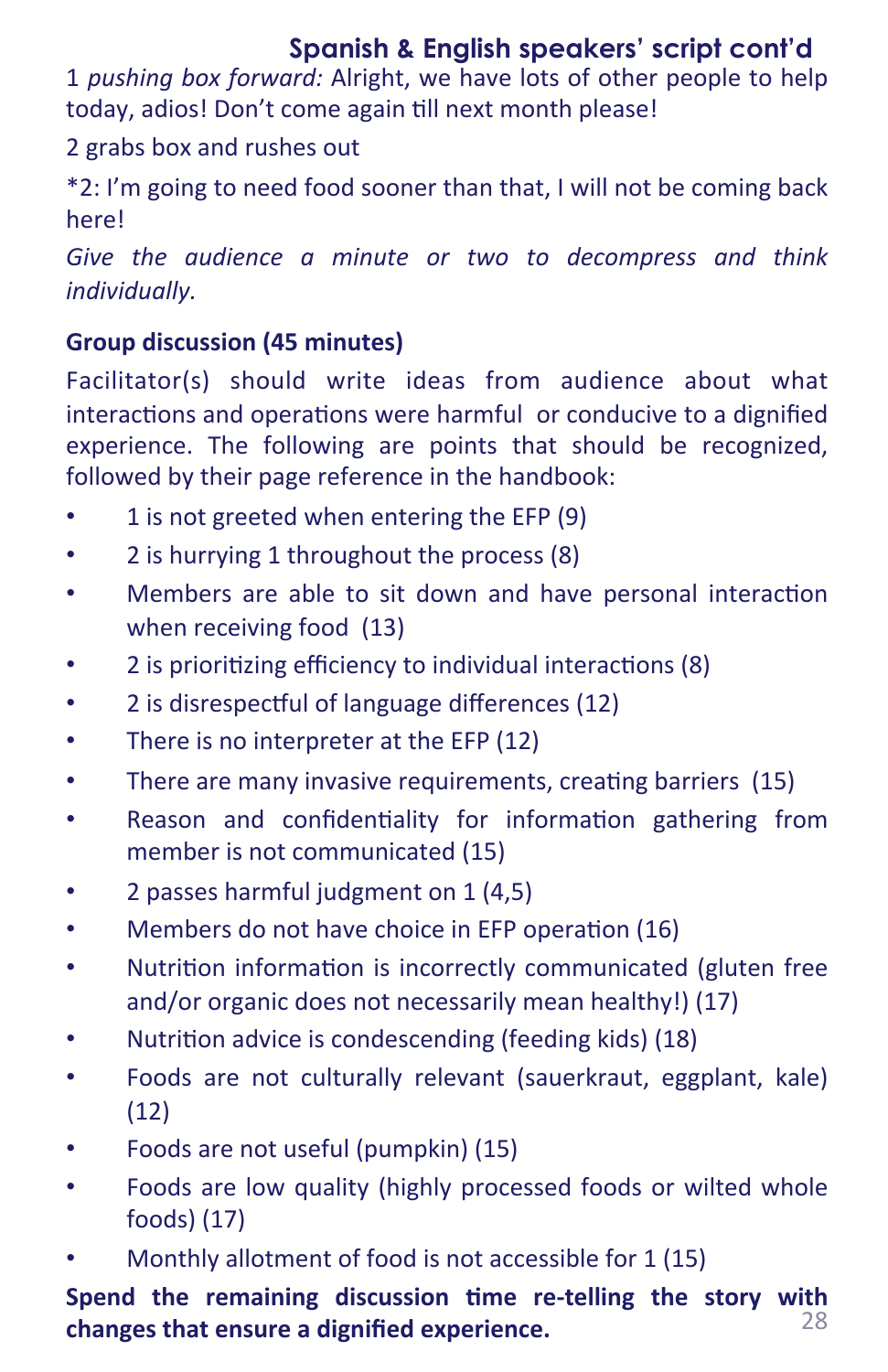## Spanish & English speakers' script cont'd

1 *pushing box forward:* Alright, we have lots of other people to help today, adios! Don't come again till next month please!

2 grabs box and rushes out

*2: I'm going to need food sooner than that, I will not be coming back here!

*Give the audience a minute or two to decompress and think individually.*

**Group discussion (45 minutes)**

Facilitator(s) should write ideas from audience about what interactions and operations were harmful or conducive to a dignified experience. The following are points that should be recognized, followed by their page reference in the handbook:

- 1 is not greeted when entering the EFP (9)
- 2 is hurrying 1 throughout the process (8)
- Members are able to sit down and have personal interaction when receiving food (13)
- 2 is prioritizing efficiency to individual interactions (8)
- 2 is disrespectful of language differences (12)
- There is no interpreter at the EFP (12)
- There are many invasive requirements, creating barriers (15)
- Reason and confidentiality for information gathering from member is not communicated (15)
- 2 passes harmful judgment on 1 (4,5)
- Members do not have choice in EFP operation (16)
- Nutrition information is incorrectly communicated (gluten free and/or organic does not necessarily mean healthy!) (17)
- Nutrition advice is condescending (feeding kids) (18)
- Foods are not culturally relevant (sauerkraut, eggplant, kale) (12)
- Foods are not useful (pumpkin) (15)
- Foods are low quality (highly processed foods or wilted whole foods) (17)
- Monthly allotment of food is not accessible for 1 (15)

**Spend the remaining discussion time re-telling the story with changes that ensure a dignified experience.**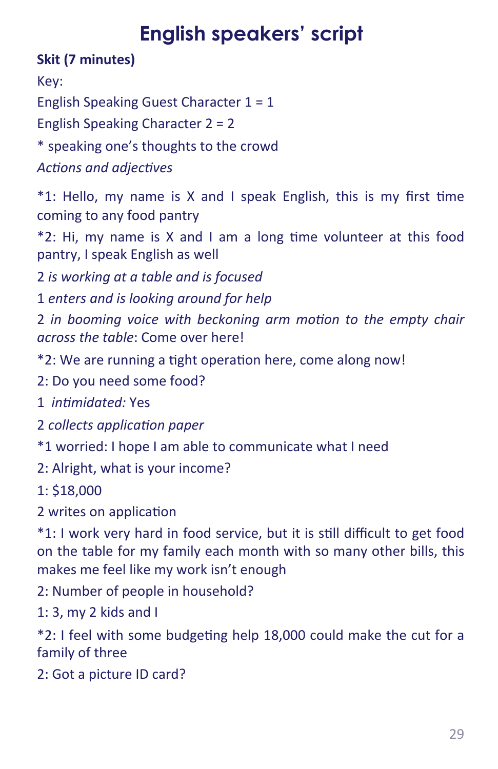# English speakers' script

**Skit (7 minutes)**

Key:

English Speaking Guest Character 1 = 1

English Speaking Character 2 = 2

* speaking one's thoughts to the crowd

*Actions and adjectives*

*1: Hello, my name is X and I speak English, this is my first time coming to any food pantry

*2: Hi, my name is X and I am a long time volunteer at this food pantry, I speak English as well

2 *is working at a table and is focused*

1 *enters and is looking around for help*

2 *in booming voice with beckoning arm motion to the empty chair across the table*: Come over here!

*2: We are running a tight operation here, come along now!

2: Do you need some food?

1 *intimidated:* Yes

2 *collects application paper*

*1 worried: I hope I am able to communicate what I need

2: Alright, what is your income?

1: $18,000

2 writes on application

*1: I work very hard in food service, but it is still difficult to get food on the table for my family each month with so many other bills, this makes me feel like my work isn't enough

2: Number of people in household?

1: 3, my 2 kids and I

*2: I feel with some budgeting help 18,000 could make the cut for a family of three

2: Got a picture ID card?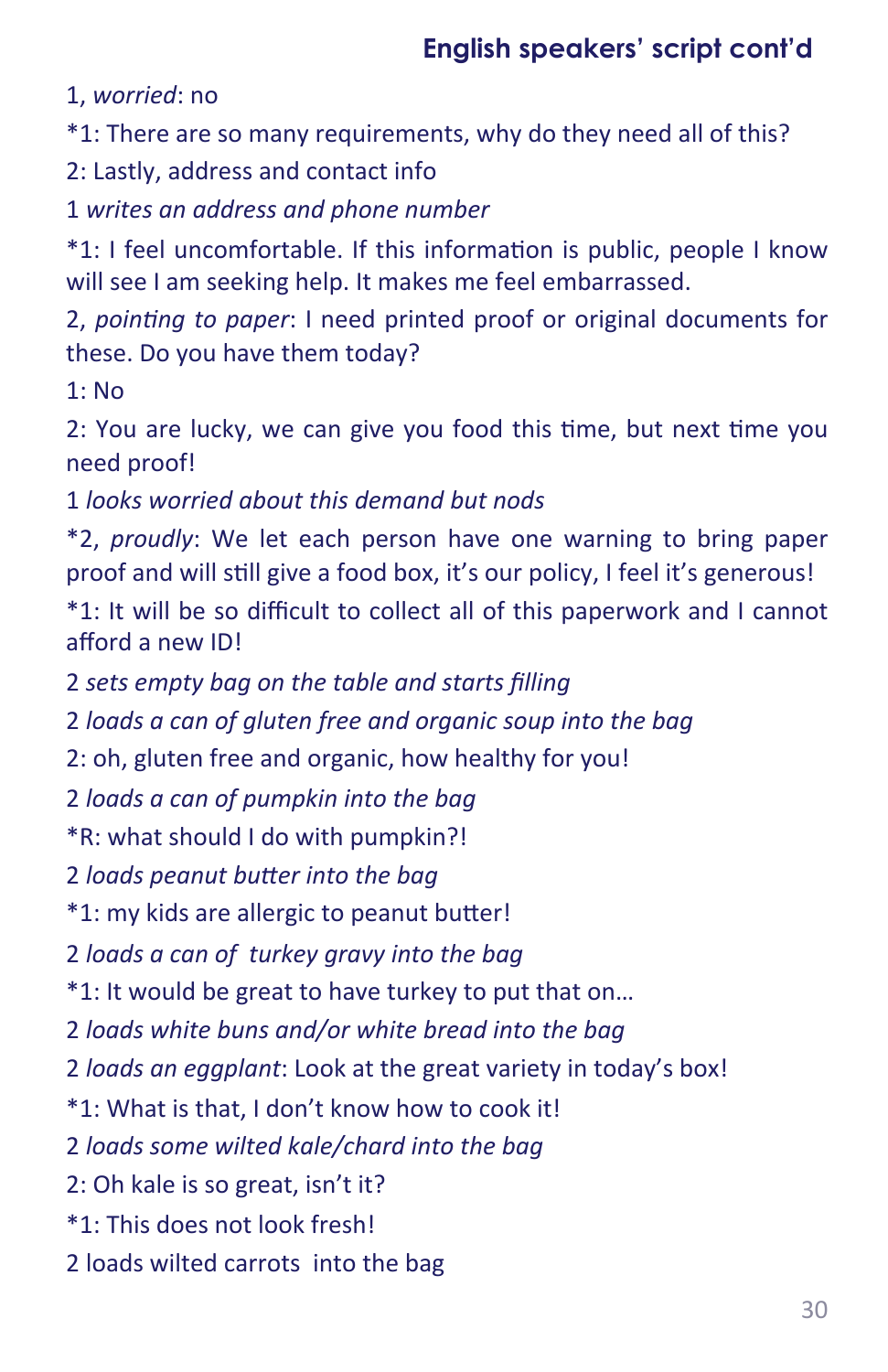## English speakers' script cont'd

1, *worried*: no

*1: There are so many requirements, why do they need all of this?

2: Lastly, address and contact info

1 *writes an address and phone number*

*1: I feel uncomfortable. If this information is public, people I know will see I am seeking help. It makes me feel embarrassed.

2, *pointing to paper*: I need printed proof or original documents for these. Do you have them today?

1: No

2: You are lucky, we can give you food this time, but next time you need proof!

1 *looks worried about this demand but nods*

*2, *proudly*: We let each person have one warning to bring paper proof and will still give a food box, it's our policy, I feel it's generous!

*1: It will be so difficult to collect all of this paperwork and I cannot afford a new ID!

2 *sets empty bag on the table and starts filling*

2 *loads a can of gluten free and organic soup into the bag*

2: oh, gluten free and organic, how healthy for you!

2 *loads a can of pumpkin into the bag*

*R: what should I do with pumpkin?!

2 *loads peanut butter into the bag*

*1: my kids are allergic to peanut butter!

2 *loads a can of turkey gravy into the bag*

*1: It would be great to have turkey to put that on…

2 *loads white buns and/or white bread into the bag*

2 *loads an eggplant*: Look at the great variety in today's box!

*1: What is that, I don't know how to cook it!

2 *loads some wilted kale/chard into the bag*

2: Oh kale is so great, isn't it?

*1: This does not look fresh!

2 loads wilted carrots into the bag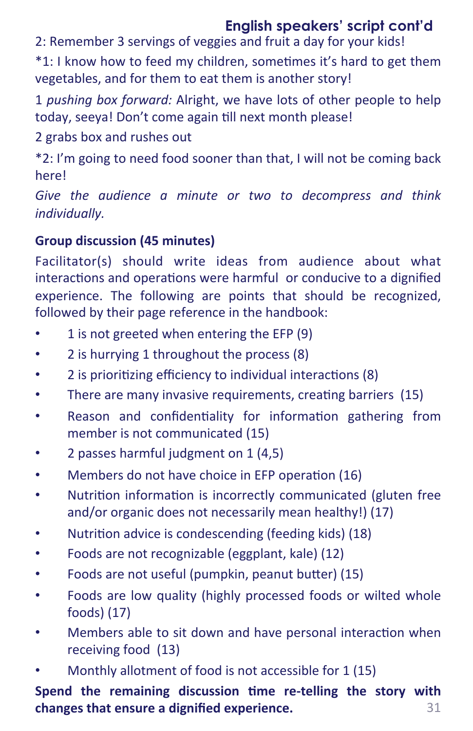**English speakers' script cont'd**

2: Remember 3 servings of veggies and fruit a day for your kids!

*1: I know how to feed my children, sometimes it's hard to get them vegetables, and for them to eat them is another story!

1 *pushing box forward:* Alright, we have lots of other people to help today, seeya! Don't come again till next month please!

2 grabs box and rushes out

*2: I'm going to need food sooner than that, I will not be coming back here!

*Give the audience a minute or two to decompress and think individually.*

**Group discussion (45 minutes)**

Facilitator(s) should write ideas from audience about what interactions and operations were harmful or conducive to a dignified experience. The following are points that should be recognized, followed by their page reference in the handbook:

- 1 is not greeted when entering the EFP (9)
- 2 is hurrying 1 throughout the process (8)
- 2 is prioritizing efficiency to individual interactions (8)
- There are many invasive requirements, creating barriers (15)
- Reason and confidentiality for information gathering from member is not communicated (15)
- 2 passes harmful judgment on 1 (4,5)
- Members do not have choice in EFP operation (16)
- Nutrition information is incorrectly communicated (gluten free and/or organic does not necessarily mean healthy!) (17)
- Nutrition advice is condescending (feeding kids) (18)
- Foods are not recognizable (eggplant, kale) (12)
- Foods are not useful (pumpkin, peanut butter) (15)
- Foods are low quality (highly processed foods or wilted whole foods) (17)
- Members able to sit down and have personal interaction when receiving food (13)
- Monthly allotment of food is not accessible for 1 (15)

**Spend the remaining discussion time re-telling the story with changes that ensure a dignified experience.**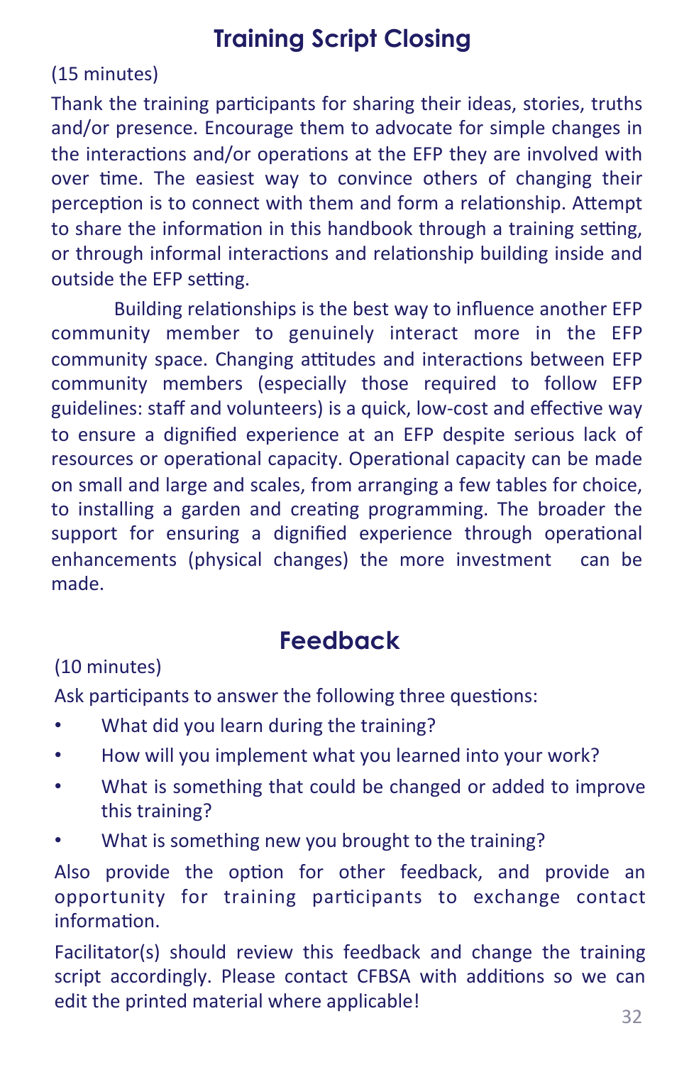## Training Script Closing

(15 minutes)

Thank the training participants for sharing their ideas, stories, truths and/or presence. Encourage them to advocate for simple changes in the interactions and/or operations at the EFP they are involved with over time. The easiest way to convince others of changing their perception is to connect with them and form a relationship. Attempt to share the information in this handbook through a training setting, or through informal interactions and relationship building inside and outside the EFP setting.

Building relationships is the best way to influence another EFP community member to genuinely interact more in the EFP community space. Changing attitudes and interactions between EFP community members (especially those required to follow EFP guidelines: staff and volunteers) is a quick, low-cost and effective way to ensure a dignified experience at an EFP despite serious lack of resources or operational capacity. Operational capacity can be made on small and large and scales, from arranging a few tables for choice, to installing a garden and creating programming. The broader the support for ensuring a dignified experience through operational enhancements (physical changes) the more investment can be made.

## Feedback

(10 minutes)

Ask participants to answer the following three questions:

- What did you learn during the training?
- How will you implement what you learned into your work?
- What is something that could be changed or added to improve this training?
- What is something new you brought to the training?

Also provide the option for other feedback, and provide an opportunity for training participants to exchange contact information.

Facilitator(s) should review this feedback and change the training script accordingly. Please contact CFBSA with additions so we can edit the printed material where applicable!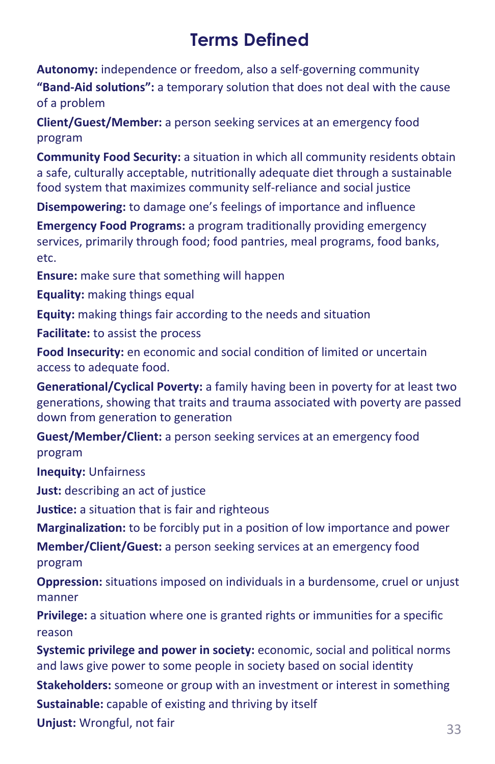# Terms Defined

**Autonomy:** independence or freedom, also a self-governing community

**"Band-Aid solutions":** a temporary solution that does not deal with the cause of a problem

**Client/Guest/Member:** a person seeking services at an emergency food program

**Community Food Security:** a situation in which all community residents obtain a safe, culturally acceptable, nutritionally adequate diet through a sustainable food system that maximizes community self-reliance and social justice

**Disempowering:** to damage one's feelings of importance and influence

**Emergency Food Programs:** a program traditionally providing emergency services, primarily through food; food pantries, meal programs, food banks, etc.

**Ensure:** make sure that something will happen

**Equality:** making things equal

**Equity:** making things fair according to the needs and situation

**Facilitate:** to assist the process

**Food Insecurity:** en economic and social condition of limited or uncertain access to adequate food.

**Generational/Cyclical Poverty:** a family having been in poverty for at least two generations, showing that traits and trauma associated with poverty are passed down from generation to generation

**Guest/Member/Client:** a person seeking services at an emergency food program

**Inequity:** Unfairness

**Just:** describing an act of justice

**Justice:** a situation that is fair and righteous

**Marginalization:** to be forcibly put in a position of low importance and power

**Member/Client/Guest:** a person seeking services at an emergency food program

**Oppression:** situations imposed on individuals in a burdensome, cruel or unjust manner

**Privilege:** a situation where one is granted rights or immunities for a specific reason

**Systemic privilege and power in society:** economic, social and political norms and laws give power to some people in society based on social identity

**Stakeholders:** someone or group with an investment or interest in something

**Sustainable:** capable of existing and thriving by itself

**Unjust:** Wrongful, not fair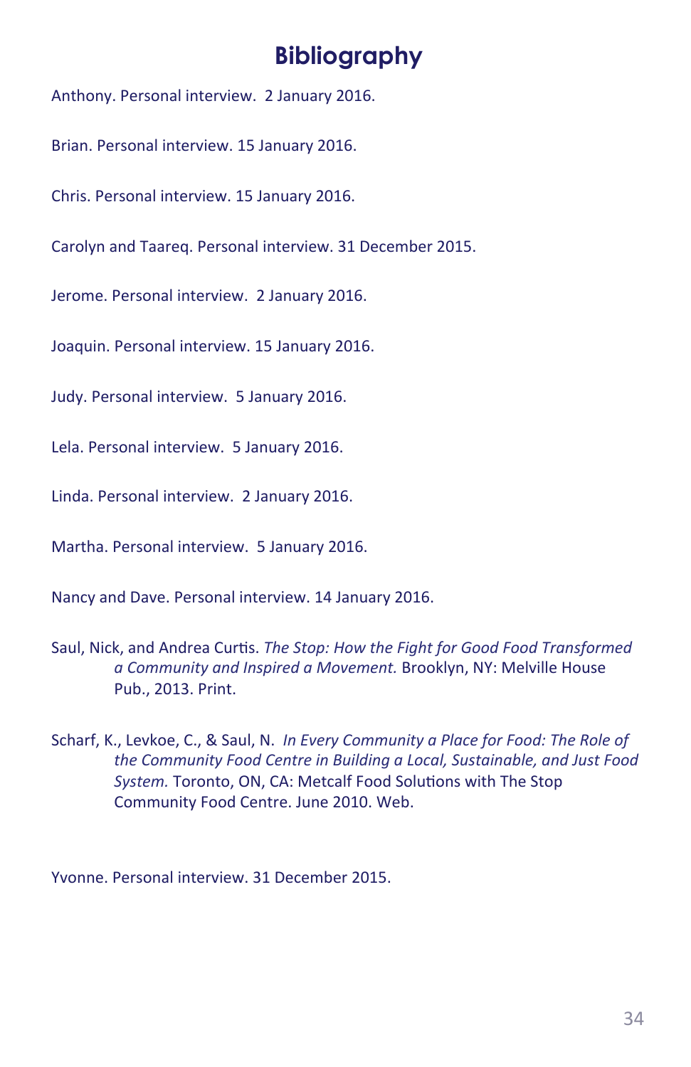# Bibliography

Anthony. Personal interview. 2 January 2016.

Brian. Personal interview. 15 January 2016.

Chris. Personal interview. 15 January 2016.

Carolyn and Taareq. Personal interview. 31 December 2015.

Jerome. Personal interview. 2 January 2016.

Joaquin. Personal interview. 15 January 2016.

Judy. Personal interview. 5 January 2016.

Lela. Personal interview. 5 January 2016.

Linda. Personal interview. 2 January 2016.

Martha. Personal interview. 5 January 2016.

Nancy and Dave. Personal interview. 14 January 2016.

Saul, Nick, and Andrea Curtis. *The Stop: How the Fight for Good Food Transformed a Community and Inspired a Movement.* Brooklyn, NY: Melville House Pub., 2013. Print.

Scharf, K., Levkoe, C., & Saul, N. *In Every Community a Place for Food: The Role of the Community Food Centre in Building a Local, Sustainable, and Just Food System.* Toronto, ON, CA: Metcalf Food Solutions with The Stop Community Food Centre. June 2010. Web.

Yvonne. Personal interview. 31 December 2015.